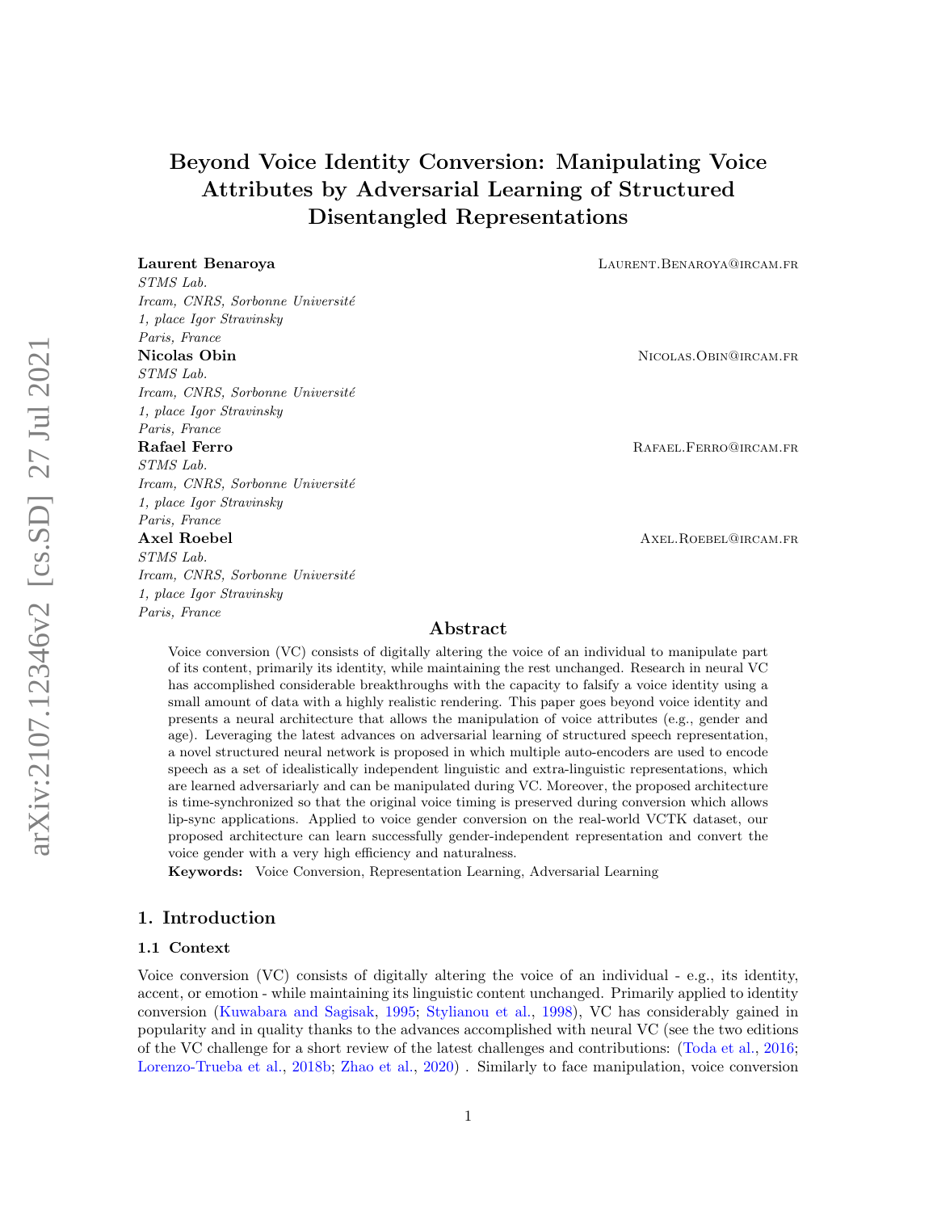# Beyond Voice Identity Conversion: Manipulating Voice Attributes by Adversarial Learning of Structured Disentangled Representations

**Laurent Benaroya** Laurent.Benaroya@ircam.fr
*STMS Lab.*
*Ircam, CNRS, Sorbonne Université*
*1, place Igor Stravinsky*
*Paris, France*

**Nicolas Obin** Nicolas.Obin@ircam.fr
*STMS Lab.*
*Ircam, CNRS, Sorbonne Université*
*1, place Igor Stravinsky*
*Paris, France*

**Rafael Ferro** Rafael.Ferro@ircam.fr
*STMS Lab.*
*Ircam, CNRS, Sorbonne Université*
*1, place Igor Stravinsky*
*Paris, France*

**Axel Roebel** Axel.Roebel@ircam.fr
*STMS Lab.*
*Ircam, CNRS, Sorbonne Université*
*1, place Igor Stravinsky*
*Paris, France*

## Abstract

Voice conversion (VC) consists of digitally altering the voice of an individual to manipulate part of its content, primarily its identity, while maintaining the rest unchanged. Research in neural VC has accomplished considerable breakthroughs with the capacity to falsify a voice identity using a small amount of data with a highly realistic rendering. This paper goes beyond voice identity and presents a neural architecture that allows the manipulation of voice attributes (e.g., gender and age). Leveraging the latest advances on adversarial learning of structured speech representation, a novel structured neural network is proposed in which multiple auto-encoders are used to encode speech as a set of idealistically independent linguistic and extra-linguistic representations, which are learned adversariarly and can be manipulated during VC. Moreover, the proposed architecture is time-synchronized so that the original voice timing is preserved during conversion which allows lip-sync applications. Applied to voice gender conversion on the real-world VCTK dataset, our proposed architecture can learn successfully gender-independent representation and convert the voice gender with a very high efficiency and naturalness.

**Keywords:** Voice Conversion, Representation Learning, Adversarial Learning

## 1. Introduction

### 1.1 Context

Voice conversion (VC) consists of digitally altering the voice of an individual - e.g., its identity, accent, or emotion - while maintaining its linguistic content unchanged. Primarily applied to identity conversion (Kuwabara and Sagisak, 1995; Stylianou et al., 1998), VC has considerably gained in popularity and in quality thanks to the advances accomplished with neural VC (see the two editions of the VC challenge for a short review of the latest challenges and contributions: (Toda et al., 2016; Lorenzo-Trueba et al., 2018b; Zhao et al., 2020) . Similarly to face manipulation, voice conversion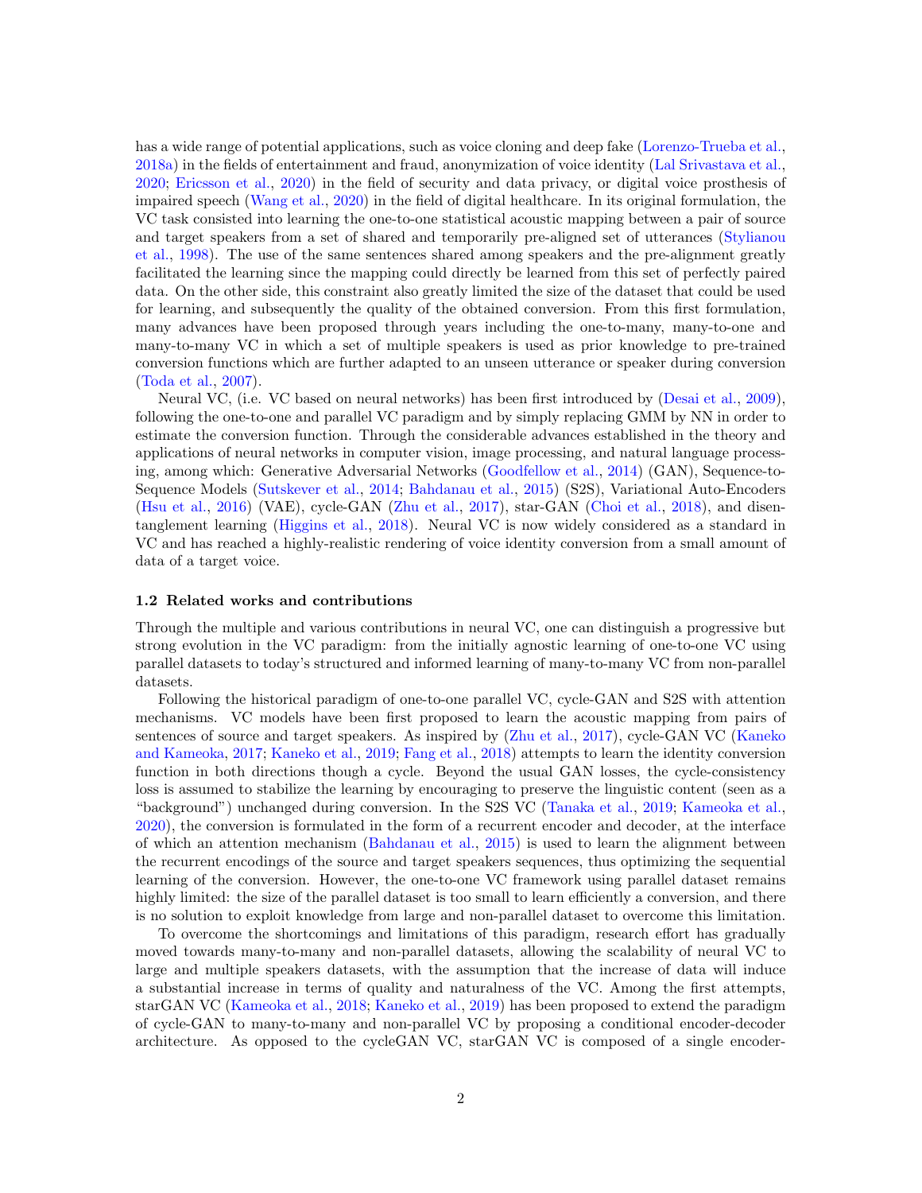has a wide range of potential applications, such as voice cloning and deep fake (Lorenzo-Trueba et al., 2018a) in the fields of entertainment and fraud, anonymization of voice identity (Lal Srivastava et al., 2020; Ericsson et al., 2020) in the field of security and data privacy, or digital voice prosthesis of impaired speech (Wang et al., 2020) in the field of digital healthcare. In its original formulation, the VC task consisted into learning the one-to-one statistical acoustic mapping between a pair of source and target speakers from a set of shared and temporarily pre-aligned set of utterances (Stylianou et al., 1998). The use of the same sentences shared among speakers and the pre-alignment greatly facilitated the learning since the mapping could directly be learned from this set of perfectly paired data. On the other side, this constraint also greatly limited the size of the dataset that could be used for learning, and subsequently the quality of the obtained conversion. From this first formulation, many advances have been proposed through years including the one-to-many, many-to-one and many-to-many VC in which a set of multiple speakers is used as prior knowledge to pre-trained conversion functions which are further adapted to an unseen utterance or speaker during conversion (Toda et al., 2007).

Neural VC, (i.e. VC based on neural networks) has been first introduced by (Desai et al., 2009), following the one-to-one and parallel VC paradigm and by simply replacing GMM by NN in order to estimate the conversion function. Through the considerable advances established in the theory and applications of neural networks in computer vision, image processing, and natural language processing, among which: Generative Adversarial Networks (Goodfellow et al., 2014) (GAN), Sequence-to-Sequence Models (Sutskever et al., 2014; Bahdanau et al., 2015) (S2S), Variational Auto-Encoders (Hsu et al., 2016) (VAE), cycle-GAN (Zhu et al., 2017), star-GAN (Choi et al., 2018), and disentanglement learning (Higgins et al., 2018). Neural VC is now widely considered as a standard in VC and has reached a highly-realistic rendering of voice identity conversion from a small amount of data of a target voice.

### 1.2 Related works and contributions

Through the multiple and various contributions in neural VC, one can distinguish a progressive but strong evolution in the VC paradigm: from the initially agnostic learning of one-to-one VC using parallel datasets to today's structured and informed learning of many-to-many VC from non-parallel datasets.

Following the historical paradigm of one-to-one parallel VC, cycle-GAN and S2S with attention mechanisms. VC models have been first proposed to learn the acoustic mapping from pairs of sentences of source and target speakers. As inspired by (Zhu et al., 2017), cycle-GAN VC (Kaneko and Kameoka, 2017; Kaneko et al., 2019; Fang et al., 2018) attempts to learn the identity conversion function in both directions though a cycle. Beyond the usual GAN losses, the cycle-consistency loss is assumed to stabilize the learning by encouraging to preserve the linguistic content (seen as a "background") unchanged during conversion. In the S2S VC (Tanaka et al., 2019; Kameoka et al., 2020), the conversion is formulated in the form of a recurrent encoder and decoder, at the interface of which an attention mechanism (Bahdanau et al., 2015) is used to learn the alignment between the recurrent encodings of the source and target speakers sequences, thus optimizing the sequential learning of the conversion. However, the one-to-one VC framework using parallel dataset remains highly limited: the size of the parallel dataset is too small to learn efficiently a conversion, and there is no solution to exploit knowledge from large and non-parallel dataset to overcome this limitation.

To overcome the shortcomings and limitations of this paradigm, research effort has gradually moved towards many-to-many and non-parallel datasets, allowing the scalability of neural VC to large and multiple speakers datasets, with the assumption that the increase of data will induce a substantial increase in terms of quality and naturalness of the VC. Among the first attempts, starGAN VC (Kameoka et al., 2018; Kaneko et al., 2019) has been proposed to extend the paradigm of cycle-GAN to many-to-many and non-parallel VC by proposing a conditional encoder-decoder architecture. As opposed to the cycleGAN VC, starGAN VC is composed of a single encoder-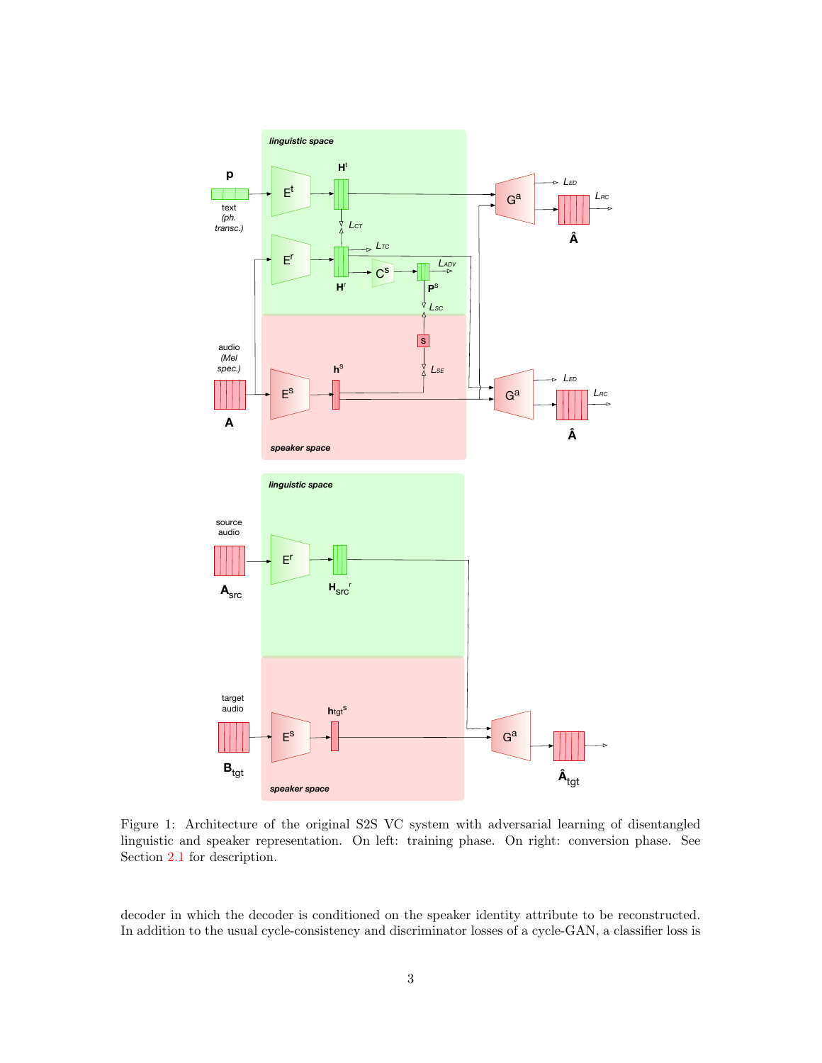Figure 1: Architecture of the original S2S VC system with adversarial learning of disentangled linguistic and speaker representation. On left: training phase. On right: conversion phase. See Section 2.1 for description.

decoder in which the decoder is conditioned on the speaker identity attribute to be reconstructed. In addition to the usual cycle-consistency and discriminator losses of a cycle-GAN, a classifier loss is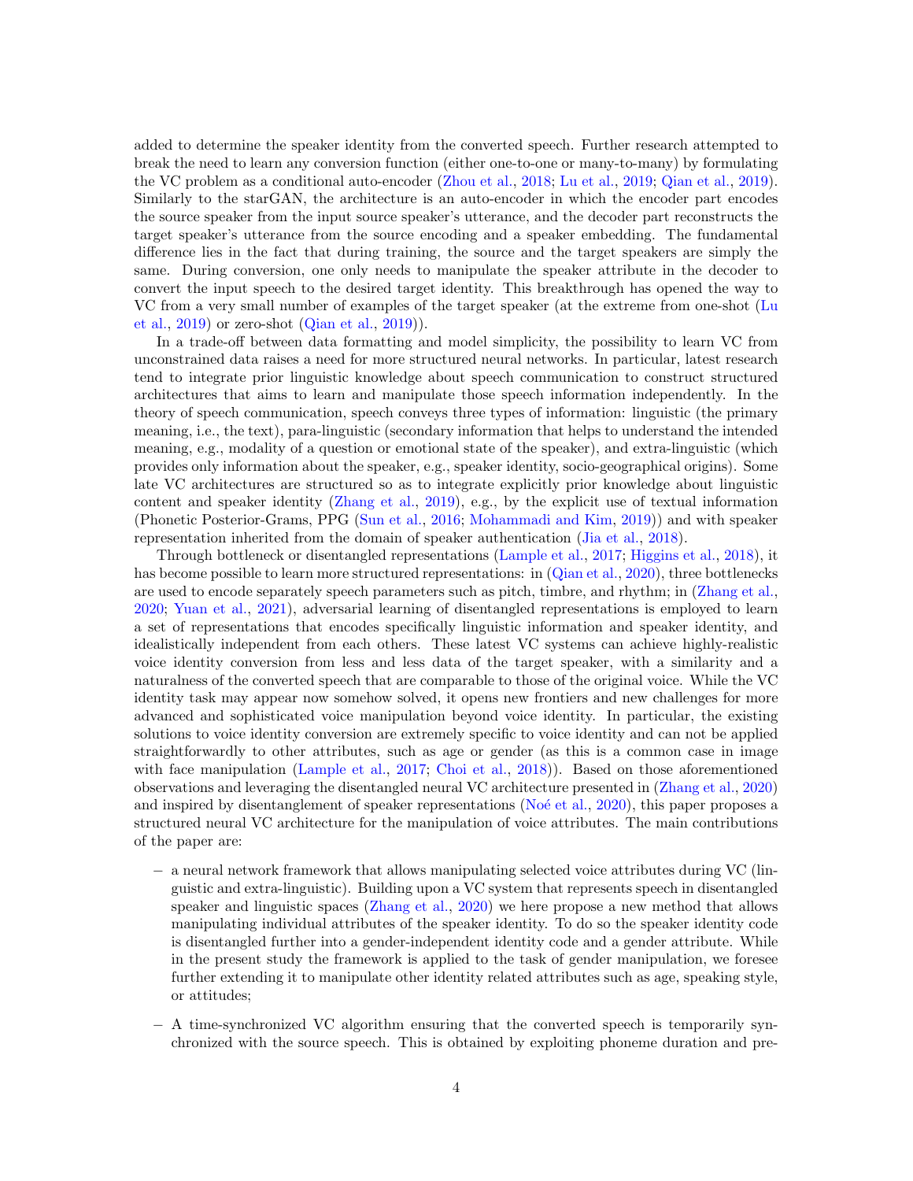added to determine the speaker identity from the converted speech. Further research attempted to break the need to learn any conversion function (either one-to-one or many-to-many) by formulating the VC problem as a conditional auto-encoder (Zhou et al., 2018; Lu et al., 2019; Qian et al., 2019). Similarly to the starGAN, the architecture is an auto-encoder in which the encoder part encodes the source speaker from the input source speaker's utterance, and the decoder part reconstructs the target speaker's utterance from the source encoding and a speaker embedding. The fundamental difference lies in the fact that during training, the source and the target speakers are simply the same. During conversion, one only needs to manipulate the speaker attribute in the decoder to convert the input speech to the desired target identity. This breakthrough has opened the way to VC from a very small number of examples of the target speaker (at the extreme from one-shot (Lu et al., 2019) or zero-shot (Qian et al., 2019)).

In a trade-off between data formatting and model simplicity, the possibility to learn VC from unconstrained data raises a need for more structured neural networks. In particular, latest research tend to integrate prior linguistic knowledge about speech communication to construct structured architectures that aims to learn and manipulate those speech information independently. In the theory of speech communication, speech conveys three types of information: linguistic (the primary meaning, i.e., the text), para-linguistic (secondary information that helps to understand the intended meaning, e.g., modality of a question or emotional state of the speaker), and extra-linguistic (which provides only information about the speaker, e.g., speaker identity, socio-geographical origins). Some late VC architectures are structured so as to integrate explicitly prior knowledge about linguistic content and speaker identity (Zhang et al., 2019), e.g., by the explicit use of textual information (Phonetic Posterior-Grams, PPG (Sun et al., 2016; Mohammadi and Kim, 2019)) and with speaker representation inherited from the domain of speaker authentication (Jia et al., 2018).

Through bottleneck or disentangled representations (Lample et al., 2017; Higgins et al., 2018), it has become possible to learn more structured representations: in (Qian et al., 2020), three bottlenecks are used to encode separately speech parameters such as pitch, timbre, and rhythm; in (Zhang et al., 2020; Yuan et al., 2021), adversarial learning of disentangled representations is employed to learn a set of representations that encodes specifically linguistic information and speaker identity, and idealistically independent from each others. These latest VC systems can achieve highly-realistic voice identity conversion from less and less data of the target speaker, with a similarity and a naturalness of the converted speech that are comparable to those of the original voice. While the VC identity task may appear now somehow solved, it opens new frontiers and new challenges for more advanced and sophisticated voice manipulation beyond voice identity. In particular, the existing solutions to voice identity conversion are extremely specific to voice identity and can not be applied straightforwardly to other attributes, such as age or gender (as this is a common case in image with face manipulation (Lample et al., 2017; Choi et al., 2018)). Based on those aforementioned observations and leveraging the disentangled neural VC architecture presented in (Zhang et al., 2020) and inspired by disentanglement of speaker representations (Noé et al., 2020), this paper proposes a structured neural VC architecture for the manipulation of voice attributes. The main contributions of the paper are:

- a neural network framework that allows manipulating selected voice attributes during VC (linguistic and extra-linguistic). Building upon a VC system that represents speech in disentangled speaker and linguistic spaces (Zhang et al., 2020) we here propose a new method that allows manipulating individual attributes of the speaker identity. To do so the speaker identity code is disentangled further into a gender-independent identity code and a gender attribute. While in the present study the framework is applied to the task of gender manipulation, we foresee further extending it to manipulate other identity related attributes such as age, speaking style, or attitudes;
- A time-synchronized VC algorithm ensuring that the converted speech is temporarily synchronized with the source speech. This is obtained by exploiting phoneme duration and pre-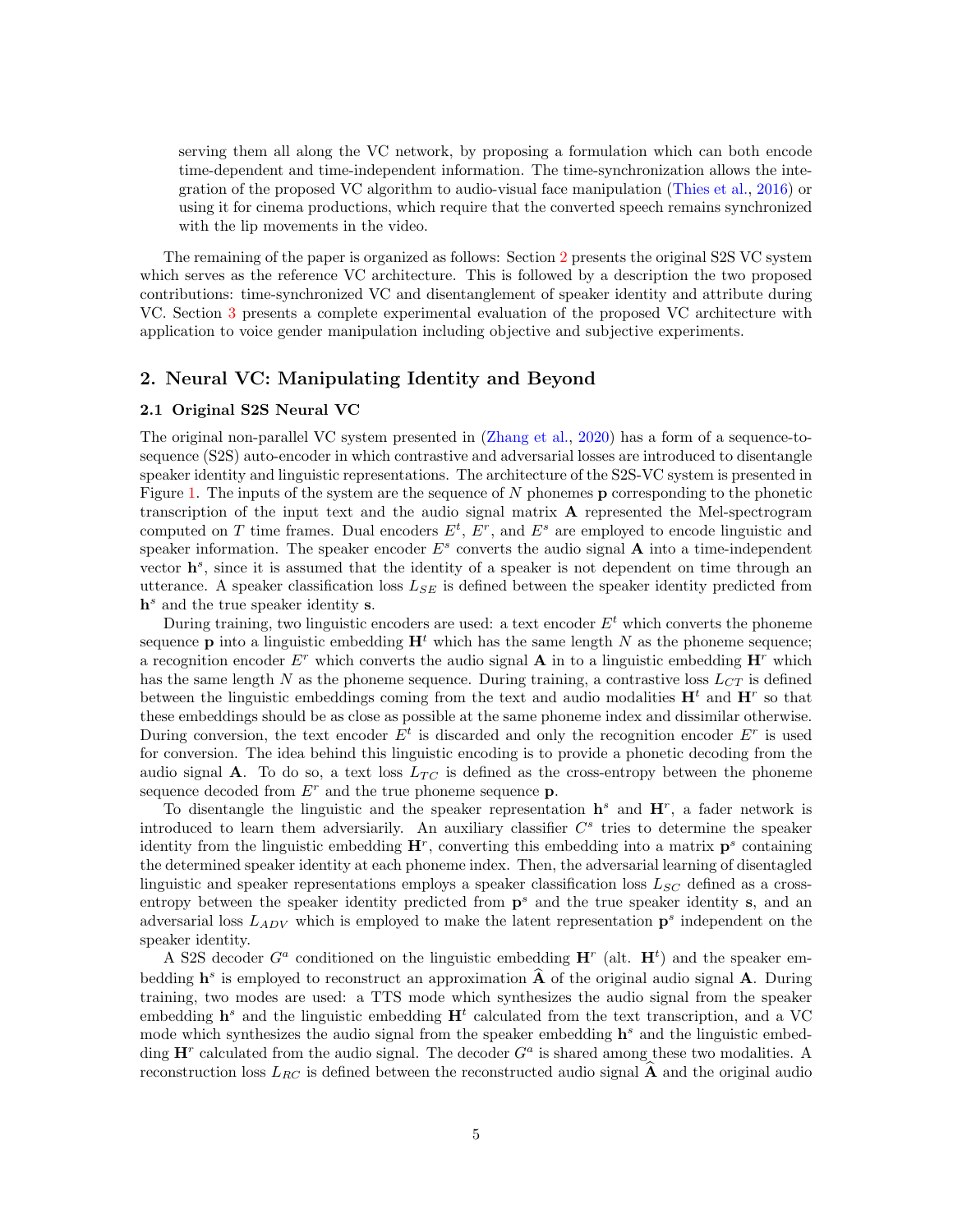serving them all along the VC network, by proposing a formulation which can both encode time-dependent and time-independent information. The time-synchronization allows the integration of the proposed VC algorithm to audio-visual face manipulation (Thies et al., 2016) or using it for cinema productions, which require that the converted speech remains synchronized with the lip movements in the video.

The remaining of the paper is organized as follows: Section 2 presents the original S2S VC system which serves as the reference VC architecture. This is followed by a description the two proposed contributions: time-synchronized VC and disentanglement of speaker identity and attribute during VC. Section 3 presents a complete experimental evaluation of the proposed VC architecture with application to voice gender manipulation including objective and subjective experiments.

## 2. Neural VC: Manipulating Identity and Beyond

### 2.1 Original S2S Neural VC

The original non-parallel VC system presented in (Zhang et al., 2020) has a form of a sequence-to-sequence (S2S) auto-encoder in which contrastive and adversarial losses are introduced to disentangle speaker identity and linguistic representations. The architecture of the S2S-VC system is presented in Figure 1. The inputs of the system are the sequence of $N$ phonemes $\mathbf{p}$ corresponding to the phonetic transcription of the input text and the audio signal matrix $\mathbf{A}$ represented the Mel-spectrogram computed on $T$ time frames. Dual encoders $E^t$, $E^r$, and $E^s$ are employed to encode linguistic and speaker information. The speaker encoder $E^s$ converts the audio signal $\mathbf{A}$ into a time-independent vector $\mathbf{h}^s$, since it is assumed that the identity of a speaker is not dependent on time through an utterance. A speaker classification loss $L_{SE}$ is defined between the speaker identity predicted from $\mathbf{h}^s$ and the true speaker identity $\mathbf{s}$.

During training, two linguistic encoders are used: a text encoder $E^t$ which converts the phoneme sequence $\mathbf{p}$ into a linguistic embedding $\mathbf{H}^t$ which has the same length $N$ as the phoneme sequence; a recognition encoder $E^r$ which converts the audio signal $\mathbf{A}$ in to a linguistic embedding $\mathbf{H}^r$ which has the same length $N$ as the phoneme sequence. During training, a contrastive loss $L_{CT}$ is defined between the linguistic embeddings coming from the text and audio modalities $\mathbf{H}^t$ and $\mathbf{H}^r$ so that these embeddings should be as close as possible at the same phoneme index and dissimilar otherwise. During conversion, the text encoder $E^t$ is discarded and only the recognition encoder $E^r$ is used for conversion. The idea behind this linguistic encoding is to provide a phonetic decoding from the audio signal $\mathbf{A}$. To do so, a text loss $L_{TC}$ is defined as the cross-entropy between the phoneme sequence decoded from $E^r$ and the true phoneme sequence $\mathbf{p}$.

To disentangle the linguistic and the speaker representation $\mathbf{h}^s$ and $\mathbf{H}^r$, a fader network is introduced to learn them adversiarily. An auxiliary classifier $C^s$ tries to determine the speaker identity from the linguistic embedding $\mathbf{H}^r$, converting this embedding into a matrix $\mathbf{p}^s$ containing the determined speaker identity at each phoneme index. Then, the adversarial learning of disentagled linguistic and speaker representations employs a speaker classification loss $L_{SC}$ defined as a cross-entropy between the speaker identity predicted from $\mathbf{p}^s$ and the true speaker identity $\mathbf{s}$, and an adversarial loss $L_{ADV}$ which is employed to make the latent representation $\mathbf{p}^s$ independent on the speaker identity.

A S2S decoder $G^a$ conditioned on the linguistic embedding $\mathbf{H}^r$ (alt. $\mathbf{H}^t$) and the speaker embedding $\mathbf{h}^s$ is employed to reconstruct an approximation $\widehat{\mathbf{A}}$ of the original audio signal $\mathbf{A}$. During training, two modes are used: a TTS mode which synthesizes the audio signal from the speaker embedding $\mathbf{h}^s$ and the linguistic embedding $\mathbf{H}^t$ calculated from the text transcription, and a VC mode which synthesizes the audio signal from the speaker embedding $\mathbf{h}^s$ and the linguistic embedding $\mathbf{H}^r$ calculated from the audio signal. The decoder $G^a$ is shared among these two modalities. A reconstruction loss $L_{RC}$ is defined between the reconstructed audio signal $\widehat{\mathbf{A}}$ and the original audio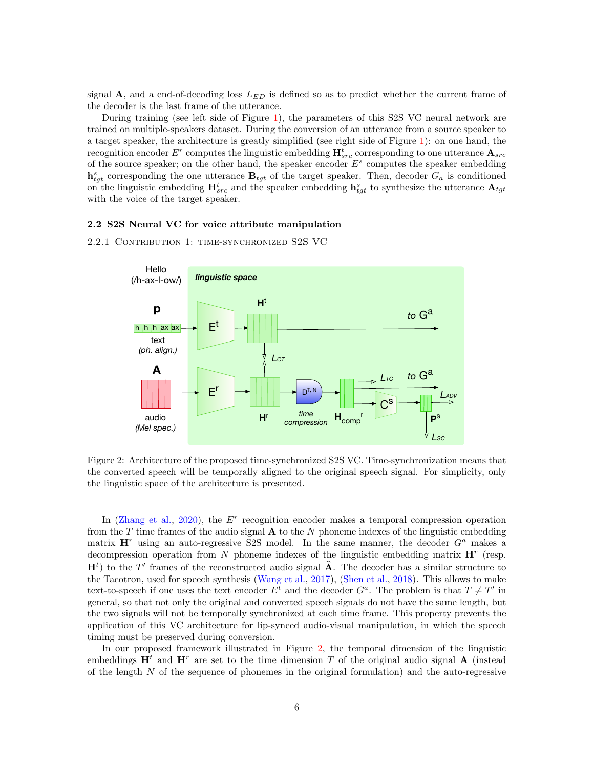signal $\mathbf{A}$, and a end-of-decoding loss $L_{ED}$ is defined so as to predict whether the current frame of the decoder is the last frame of the utterance.

During training (see left side of Figure 1), the parameters of this S2S VC neural network are trained on multiple-speakers dataset. During the conversion of an utterance from a source speaker to a target speaker, the architecture is greatly simplified (see right side of Figure 1): on one hand, the recognition encoder $E^r$ computes the linguistic embedding $\mathbf{H}^t_{src}$ corresponding to one utterance $\mathbf{A}_{src}$ of the source speaker; on the other hand, the speaker encoder $E^s$ computes the speaker embedding $\mathbf{h}^s_{tgt}$ corresponding the one utterance $\mathbf{B}_{tgt}$ of the target speaker. Then, decoder $G_a$ is conditioned on the linguistic embedding $\mathbf{H}^t_{src}$ and the speaker embedding $\mathbf{h}^s_{tgt}$ to synthesize the utterance $\mathbf{A}_{tgt}$ with the voice of the target speaker.

### 2.2 S2S Neural VC for voice attribute manipulation

#### 2.2.1 Contribution 1: time-synchronized S2S VC

Figure 2: Architecture of the proposed time-synchronized S2S VC. Time-synchronization means that the converted speech will be temporally aligned to the original speech signal. For simplicity, only the linguistic space of the architecture is presented.

In (Zhang et al., 2020), the $E^r$ recognition encoder makes a temporal compression operation from the $T$ time frames of the audio signal $\mathbf{A}$ to the $N$ phoneme indexes of the linguistic embedding matrix $\mathbf{H}^r$ using an auto-regressive S2S model. In the same manner, the decoder $G^a$ makes a decompression operation from $N$ phoneme indexes of the linguistic embedding matrix $\mathbf{H}^r$ (resp. $\mathbf{H}^t$) to the $T'$ frames of the reconstructed audio signal $\widehat{\mathbf{A}}$. The decoder has a similar structure to the Tacotron, used for speech synthesis (Wang et al., 2017), (Shen et al., 2018). This allows to make text-to-speech if one uses the text encoder $E^t$ and the decoder $G^a$. The problem is that $T \neq T'$ in general, so that not only the original and converted speech signals do not have the same length, but the two signals will not be temporally synchronized at each time frame. This property prevents the application of this VC architecture for lip-synced audio-visual manipulation, in which the speech timing must be preserved during conversion.

In our proposed framework illustrated in Figure 2, the temporal dimension of the linguistic embeddings $\mathbf{H}^t$ and $\mathbf{H}^r$ are set to the time dimension $T$ of the original audio signal $\mathbf{A}$ (instead of the length $N$ of the sequence of phonemes in the original formulation) and the auto-regressive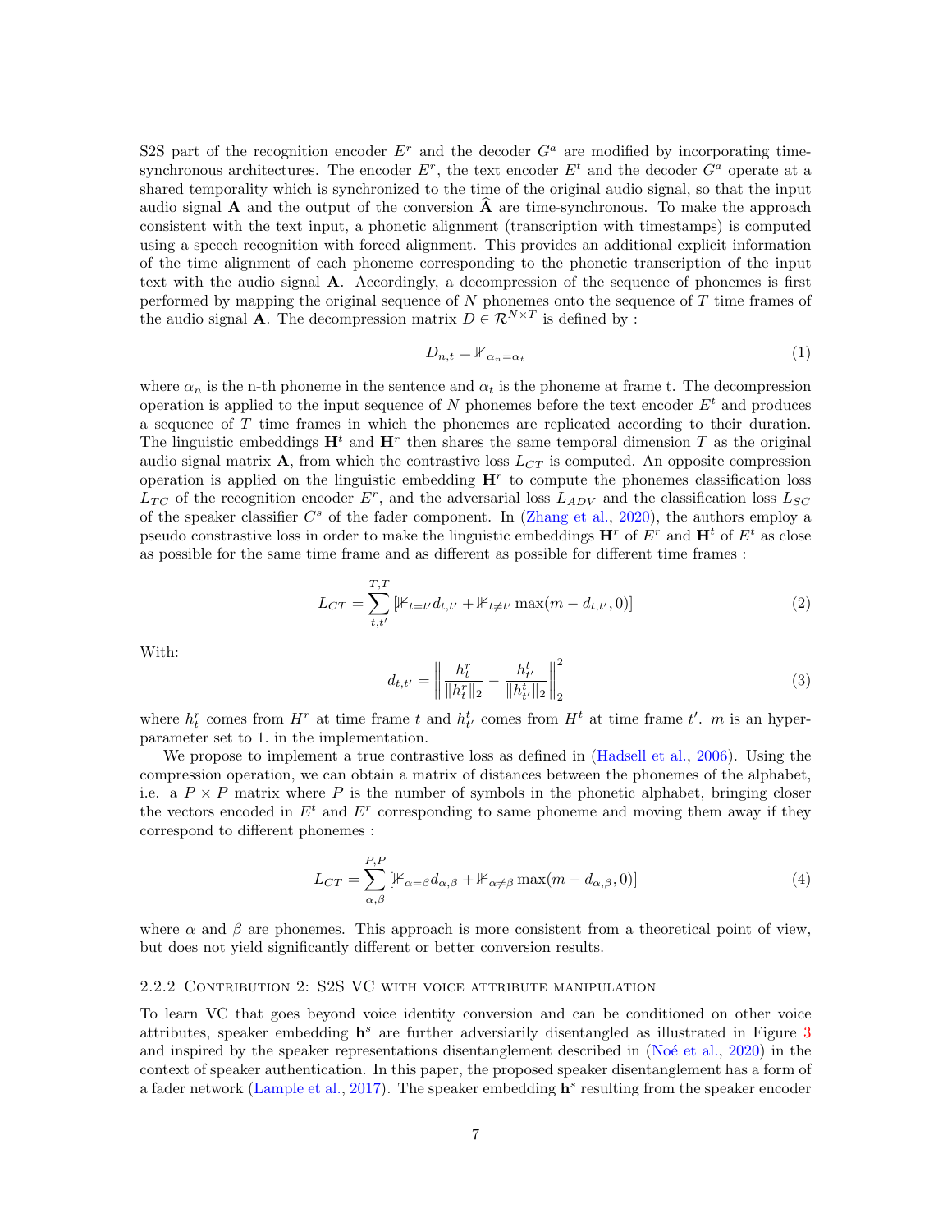S2S part of the recognition encoder $E^r$ and the decoder $G^a$ are modified by incorporating time-synchronous architectures. The encoder $E^r$, the text encoder $E^t$ and the decoder $G^a$ operate at a shared temporality which is synchronized to the time of the original audio signal, so that the input audio signal $\mathbf{A}$ and the output of the conversion $\widehat{\mathbf{A}}$ are time-synchronous. To make the approach consistent with the text input, a phonetic alignment (transcription with timestamps) is computed using a speech recognition with forced alignment. This provides an additional explicit information of the time alignment of each phoneme corresponding to the phonetic transcription of the input text with the audio signal $\mathbf{A}$. Accordingly, a decompression of the sequence of phonemes is first performed by mapping the original sequence of $N$ phonemes onto the sequence of $T$ time frames of the audio signal $\mathbf{A}$. The decompression matrix $D \in \mathcal{R}^{N \times T}$ is defined by :

$$D_{n,t} = \mathbb{1}_{\alpha_n = \alpha_t} \tag{1}$$

where $\alpha_n$ is the n-th phoneme in the sentence and $\alpha_t$ is the phoneme at frame t. The decompression operation is applied to the input sequence of $N$ phonemes before the text encoder $E^t$ and produces a sequence of $T$ time frames in which the phonemes are replicated according to their duration. The linguistic embeddings $\mathbf{H}^t$ and $\mathbf{H}^r$ then shares the same temporal dimension $T$ as the original audio signal matrix $\mathbf{A}$, from which the contrastive loss $L_{CT}$ is computed. An opposite compression operation is applied on the linguistic embedding $\mathbf{H}^r$ to compute the phonemes classification loss $L_{TC}$ of the recognition encoder $E^r$, and the adversarial loss $L_{ADV}$ and the classification loss $L_{SC}$ of the speaker classifier $C^s$ of the fader component. In (Zhang et al., 2020), the authors employ a pseudo constrastive loss in order to make the linguistic embeddings $\mathbf{H}^r$ of $E^r$ and $\mathbf{H}^t$ of $E^t$ as close as possible for the same time frame and as different as possible for different time frames :

$$L_{CT} = \sum_{t,t'}^{T,T} \left[\mathbb{1}_{t=t'} d_{t,t'} + \mathbb{1}_{t \neq t'} \max(m - d_{t,t'}, 0)\right] \tag{2}$$

With:

$$d_{t,t'} = \left\| \frac{h_t^r}{\|h_t^r\|_2} - \frac{h_{t'}^t}{\|h_{t'}^t\|_2} \right\|_2^2 \tag{3}$$

where $h_t^r$ comes from $H^r$ at time frame $t$ and $h_{t'}^t$ comes from $H^t$ at time frame $t'$. $m$ is an hyper-parameter set to 1. in the implementation.

We propose to implement a true contrastive loss as defined in (Hadsell et al., 2006). Using the compression operation, we can obtain a matrix of distances between the phonemes of the alphabet, i.e. a $P \times P$ matrix where $P$ is the number of symbols in the phonetic alphabet, bringing closer the vectors encoded in $E^t$ and $E^r$ corresponding to same phoneme and moving them away if they correspond to different phonemes :

$$L_{CT} = \sum_{\alpha,\beta}^{P,P} \left[\mathbb{1}_{\alpha=\beta} d_{\alpha,\beta} + \mathbb{1}_{\alpha \neq \beta} \max(m - d_{\alpha,\beta}, 0)\right] \tag{4}$$

where $\alpha$ and $\beta$ are phonemes. This approach is more consistent from a theoretical point of view, but does not yield significantly different or better conversion results.

### 2.2.2 Contribution 2: S2S VC with voice attribute manipulation

To learn VC that goes beyond voice identity conversion and can be conditioned on other voice attributes, speaker embedding $\mathbf{h}^s$ are further adversarially disentangled as illustrated in Figure 3 and inspired by the speaker representations disentanglement described in (Noé et al., 2020) in the context of speaker authentication. In this paper, the proposed speaker disentanglement has a form of a fader network (Lample et al., 2017). The speaker embedding $\mathbf{h}^s$ resulting from the speaker encoder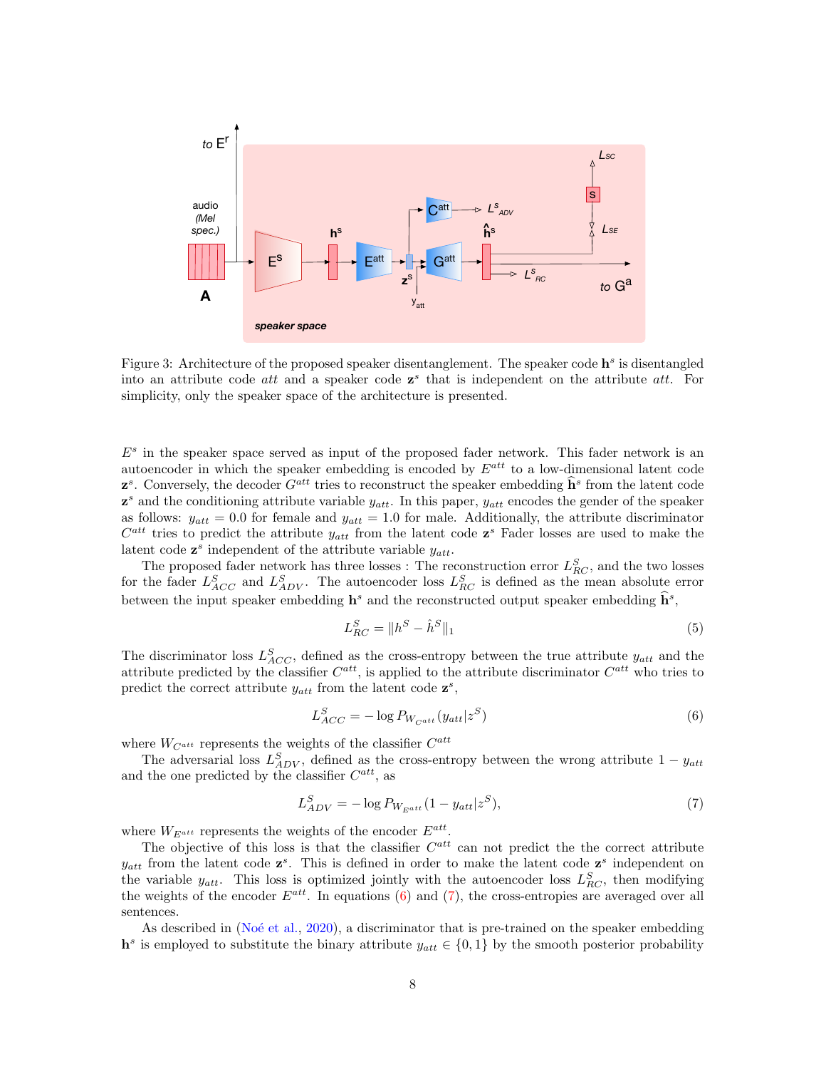Figure 3: Architecture of the proposed speaker disentanglement. The speaker code $\mathbf{h}^s$ is disentangled into an attribute code $att$ and a speaker code $\mathbf{z}^s$ that is independent on the attribute $att$. For simplicity, only the speaker space of the architecture is presented.

$E^s$ in the speaker space served as input of the proposed fader network. This fader network is an autoencoder in which the speaker embedding is encoded by $E^{att}$ to a low-dimensional latent code $\mathbf{z}^s$. Conversely, the decoder $G^{att}$ tries to reconstruct the speaker embedding $\widehat{\mathbf{h}}^s$ from the latent code $\mathbf{z}^s$ and the conditioning attribute variable $y_{att}$. In this paper, $y_{att}$ encodes the gender of the speaker as follows: $y_{att} = 0.0$ for female and $y_{att} = 1.0$ for male. Additionally, the attribute discriminator $C^{att}$ tries to predict the attribute $y_{att}$ from the latent code $\mathbf{z}^s$ Fader losses are used to make the latent code $\mathbf{z}^s$ independent of the attribute variable $y_{att}$.

The proposed fader network has three losses : The reconstruction error $L^S_{RC}$, and the two losses for the fader $L^S_{ACC}$ and $L^S_{ADV}$. The autoencoder loss $L^S_{RC}$ is defined as the mean absolute error between the input speaker embedding $\mathbf{h}^s$ and the reconstructed output speaker embedding $\widehat{\mathbf{h}}^s$,

$$L^S_{RC} = \|h^S - \hat{h}^S\|_1 \tag{5}$$

The discriminator loss $L^S_{ACC}$, defined as the cross-entropy between the true attribute $y_{att}$ and the attribute predicted by the classifier $C^{att}$, is applied to the attribute discriminator $C^{att}$ who tries to predict the correct attribute $y_{att}$ from the latent code $\mathbf{z}^s$,

$$L^S_{ACC} = -\log P_{W_{C^{att}}}(y_{att}|z^S) \tag{6}$$

where $W_{C^{att}}$ represents the weights of the classifier $C^{att}$

The adversarial loss $L^S_{ADV}$, defined as the cross-entropy between the wrong attribute $1 - y_{att}$ and the one predicted by the classifier $C^{att}$, as

$$L^S_{ADV} = -\log P_{W_{E^{att}}}(1 - y_{att}|z^S), \tag{7}$$

where $W_{E^{att}}$ represents the weights of the encoder $E^{att}$.

The objective of this loss is that the classifier $C^{att}$ can not predict the the correct attribute $y_{att}$ from the latent code $\mathbf{z}^s$. This is defined in order to make the latent code $\mathbf{z}^s$ independent on the variable $y_{att}$. This loss is optimized jointly with the autoencoder loss $L^S_{RC}$, then modifying the weights of the encoder $E^{att}$. In equations (6) and (7), the cross-entropies are averaged over all sentences.

As described in (Noé et al., 2020), a discriminator that is pre-trained on the speaker embedding $\mathbf{h}^s$ is employed to substitute the binary attribute $y_{att} \in \{0, 1\}$ by the smooth posterior probability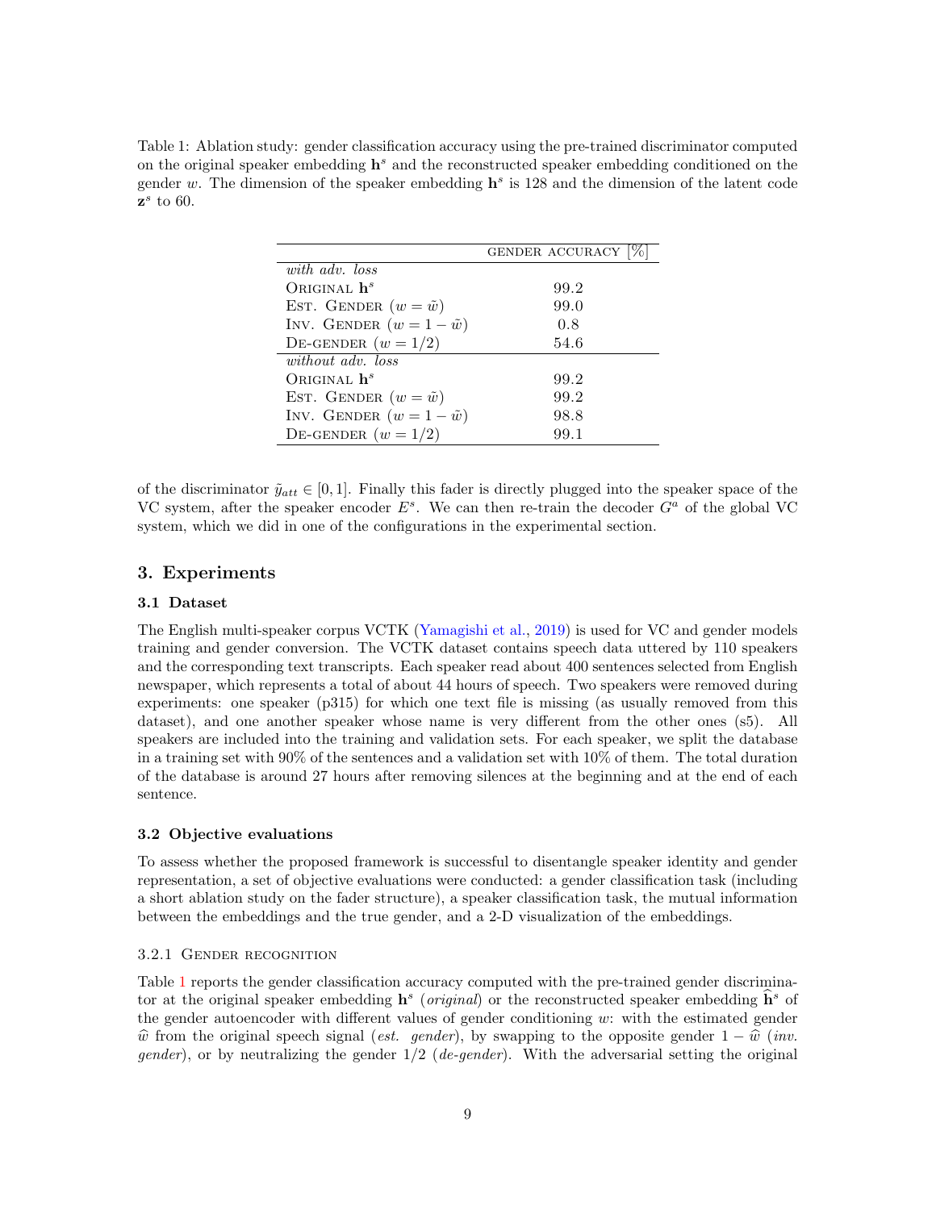Table 1: Ablation study: gender classification accuracy using the pre-trained discriminator computed on the original speaker embedding $\mathbf{h}^s$ and the reconstructed speaker embedding conditioned on the gender $w$. The dimension of the speaker embedding $\mathbf{h}^s$ is 128 and the dimension of the latent code $\mathbf{z}^s$ to 60.

| | GENDER ACCURACY [%] |
|---|---|
| *with adv. loss* | |
| ORIGINAL $\mathbf{h}^s$ | 99.2 |
| EST. GENDER ($w = \tilde{w}$) | 99.0 |
| INV. GENDER ($w = 1 - \tilde{w}$) | 0.8 |
| DE-GENDER ($w = 1/2$) | 54.6 |
| *without adv. loss* | |
| ORIGINAL $\mathbf{h}^s$ | 99.2 |
| EST. GENDER ($w = \tilde{w}$) | 99.2 |
| INV. GENDER ($w = 1 - \tilde{w}$) | 98.8 |
| DE-GENDER ($w = 1/2$) | 99.1 |

of the discriminator $\tilde{y}_{att} \in [0, 1]$. Finally this fader is directly plugged into the speaker space of the VC system, after the speaker encoder $E^s$. We can then re-train the decoder $G^a$ of the global VC system, which we did in one of the configurations in the experimental section.

## 3. Experiments

### 3.1 Dataset

The English multi-speaker corpus VCTK (Yamagishi et al., 2019) is used for VC and gender models training and gender conversion. The VCTK dataset contains speech data uttered by 110 speakers and the corresponding text transcripts. Each speaker read about 400 sentences selected from English newspaper, which represents a total of about 44 hours of speech. Two speakers were removed during experiments: one speaker (p315) for which one text file is missing (as usually removed from this dataset), and one another speaker whose name is very different from the other ones (s5). All speakers are included into the training and validation sets. For each speaker, we split the database in a training set with 90% of the sentences and a validation set with 10% of them. The total duration of the database is around 27 hours after removing silences at the beginning and at the end of each sentence.

### 3.2 Objective evaluations

To assess whether the proposed framework is successful to disentangle speaker identity and gender representation, a set of objective evaluations were conducted: a gender classification task (including a short ablation study on the fader structure), a speaker classification task, the mutual information between the embeddings and the true gender, and a 2-D visualization of the embeddings.

#### 3.2.1 Gender recognition

Table 1 reports the gender classification accuracy computed with the pre-trained gender discriminator at the original speaker embedding $\mathbf{h}^s$ (*original*) or the reconstructed speaker embedding $\widehat{\mathbf{h}}^s$ of the gender autoencoder with different values of gender conditioning $w$: with the estimated gender $\widehat{w}$ from the original speech signal (*est. gender*), by swapping to the opposite gender $1 - \widehat{w}$ (*inv. gender*), or by neutralizing the gender $1/2$ (*de-gender*). With the adversarial setting the original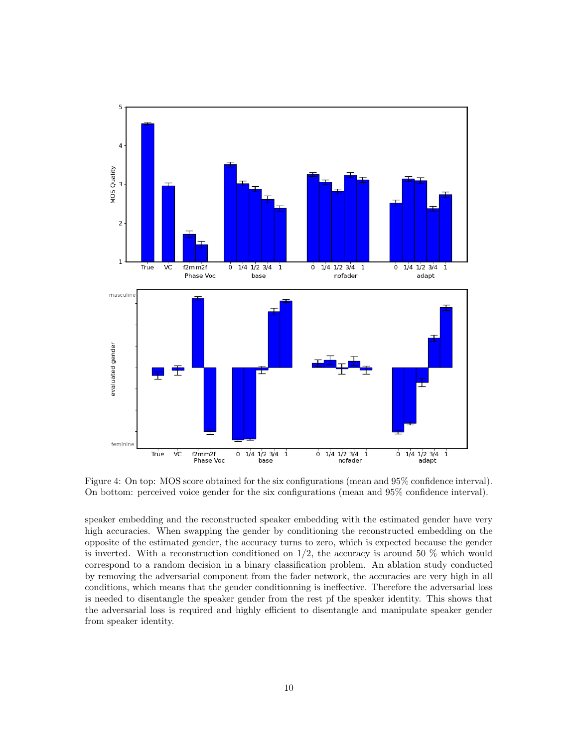Figure 4: On top: MOS score obtained for the six configurations (mean and 95% confidence interval). On bottom: perceived voice gender for the six configurations (mean and 95% confidence interval).

speaker embedding and the reconstructed speaker embedding with the estimated gender have very high accuracies. When swapping the gender by conditioning the reconstructed embedding on the opposite of the estimated gender, the accuracy turns to zero, which is expected because the gender is inverted. With a reconstruction conditioned on 1/2, the accuracy is around 50 % which would correspond to a random decision in a binary classification problem. An ablation study conducted by removing the adversarial component from the fader network, the accuracies are very high in all conditions, which means that the gender conditionning is ineffective. Therefore the adversarial loss is needed to disentangle the speaker gender from the rest pf the speaker identity. This shows that the adversarial loss is required and highly efficient to disentangle and manipulate speaker gender from speaker identity.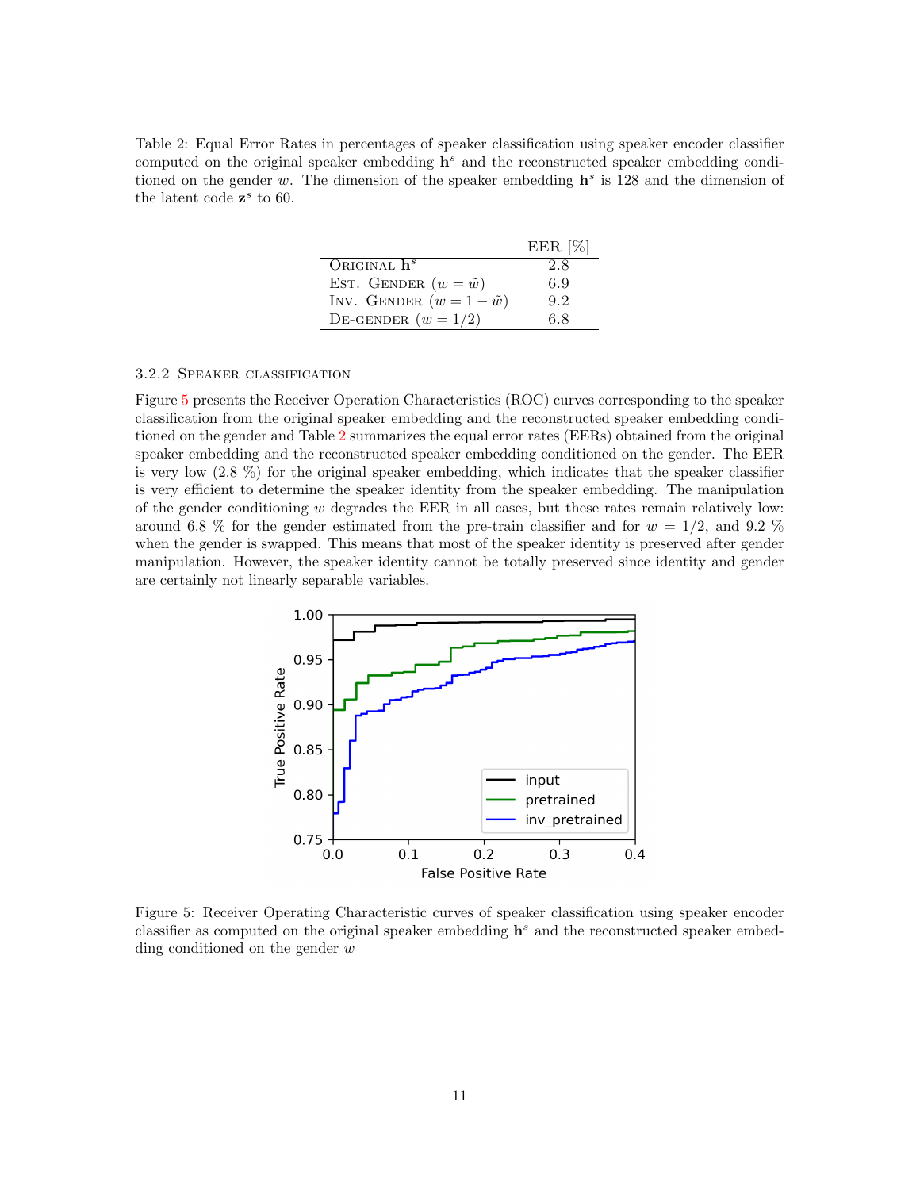Table 2: Equal Error Rates in percentages of speaker classification using speaker encoder classifier computed on the original speaker embedding $\mathbf{h}^s$ and the reconstructed speaker embedding conditioned on the gender $w$. The dimension of the speaker embedding $\mathbf{h}^s$ is 128 and the dimension of the latent code $\mathbf{z}^s$ to 60.

| | EER [%] |
|---|---|
| Original $\mathbf{h}^s$ | 2.8 |
| Est. Gender ($w = \tilde{w}$) | 6.9 |
| Inv. Gender ($w = 1 - \tilde{w}$) | 9.2 |
| De-gender ($w = 1/2$) | 6.8 |

#### 3.2.2 Speaker classification

Figure 5 presents the Receiver Operation Characteristics (ROC) curves corresponding to the speaker classification from the original speaker embedding and the reconstructed speaker embedding conditioned on the gender and Table 2 summarizes the equal error rates (EERs) obtained from the original speaker embedding and the reconstructed speaker embedding conditioned on the gender. The EER is very low (2.8 %) for the original speaker embedding, which indicates that the speaker classifier is very efficient to determine the speaker identity from the speaker embedding. The manipulation of the gender conditioning $w$ degrades the EER in all cases, but these rates remain relatively low: around 6.8 % for the gender estimated from the pre-train classifier and for $w = 1/2$, and 9.2 % when the gender is swapped. This means that most of the speaker identity is preserved after gender manipulation. However, the speaker identity cannot be totally preserved since identity and gender are certainly not linearly separable variables.

Figure 5: Receiver Operating Characteristic curves of speaker classification using speaker encoder classifier as computed on the original speaker embedding $\mathbf{h}^s$ and the reconstructed speaker embedding conditioned on the gender $w$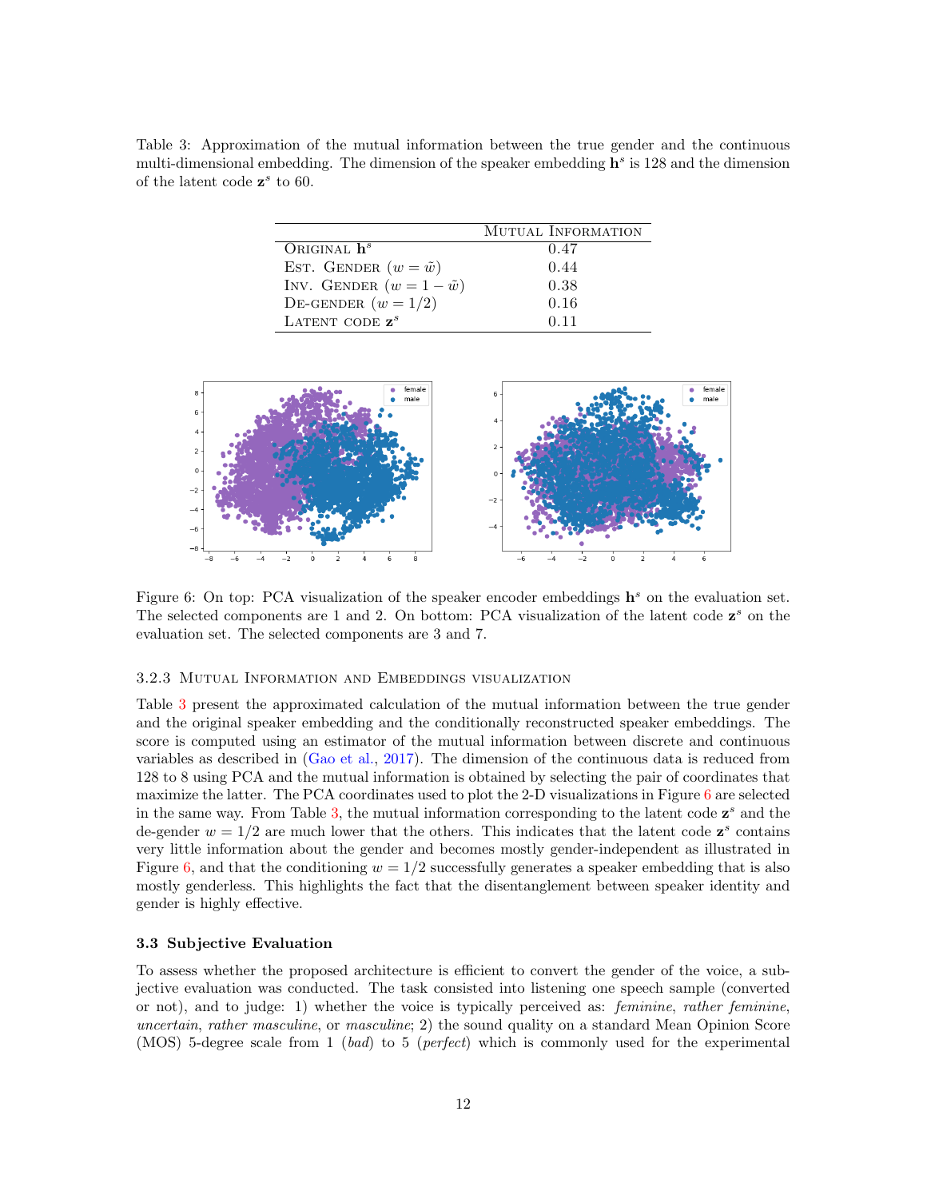Table 3: Approximation of the mutual information between the true gender and the continuous multi-dimensional embedding. The dimension of the speaker embedding $\mathbf{h}^s$ is 128 and the dimension of the latent code $\mathbf{z}^s$ to 60.

| | Mutual Information |
|---|---|
| Original $\mathbf{h}^s$ | 0.47 |
| Est. Gender ($w = \tilde{w}$) | 0.44 |
| Inv. Gender ($w = 1 - \tilde{w}$) | 0.38 |
| De-gender ($w = 1/2$) | 0.16 |
| Latent code $\mathbf{z}^s$ | 0.11 |

Figure 6: On top: PCA visualization of the speaker encoder embeddings $\mathbf{h}^s$ on the evaluation set. The selected components are 1 and 2. On bottom: PCA visualization of the latent code $\mathbf{z}^s$ on the evaluation set. The selected components are 3 and 7.

#### 3.2.3 Mutual Information and Embeddings visualization

Table 3 present the approximated calculation of the mutual information between the true gender and the original speaker embedding and the conditionally reconstructed speaker embeddings. The score is computed using an estimator of the mutual information between discrete and continuous variables as described in (Gao et al., 2017). The dimension of the continuous data is reduced from 128 to 8 using PCA and the mutual information is obtained by selecting the pair of coordinates that maximize the latter. The PCA coordinates used to plot the 2-D visualizations in Figure 6 are selected in the same way. From Table 3, the mutual information corresponding to the latent code $\mathbf{z}^s$ and the de-gender $w = 1/2$ are much lower that the others. This indicates that the latent code $\mathbf{z}^s$ contains very little information about the gender and becomes mostly gender-independent as illustrated in Figure 6, and that the conditioning $w = 1/2$ successfully generates a speaker embedding that is also mostly genderless. This highlights the fact that the disentanglement between speaker identity and gender is highly effective.

### 3.3 Subjective Evaluation

To assess whether the proposed architecture is efficient to convert the gender of the voice, a subjective evaluation was conducted. The task consisted into listening one speech sample (converted or not), and to judge: 1) whether the voice is typically perceived as: *feminine*, *rather feminine*, *uncertain*, *rather masculine*, or *masculine*; 2) the sound quality on a standard Mean Opinion Score (MOS) 5-degree scale from 1 (*bad*) to 5 (*perfect*) which is commonly used for the experimental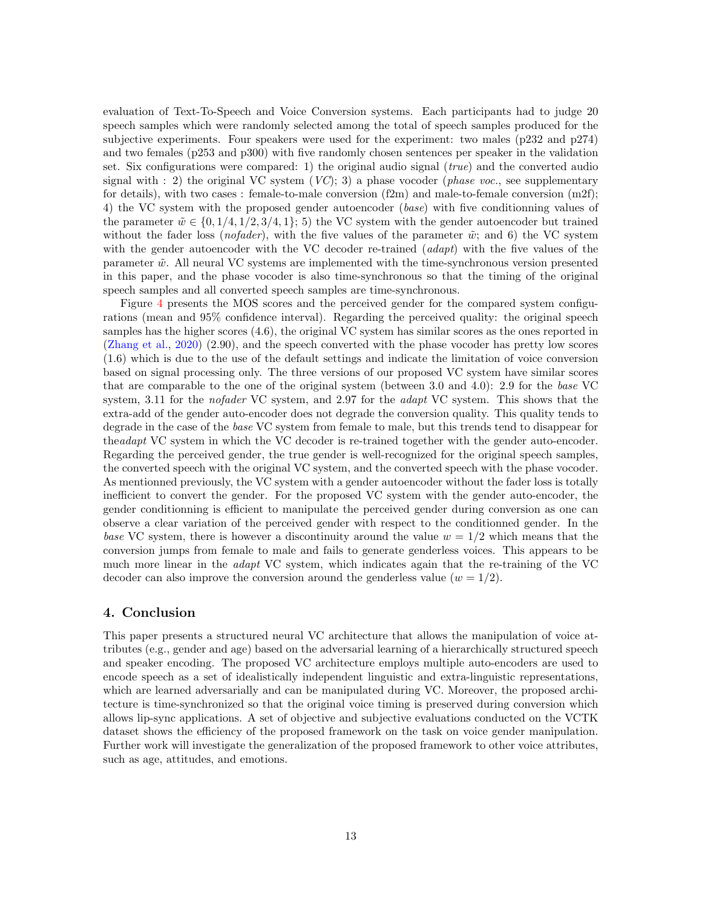evaluation of Text-To-Speech and Voice Conversion systems. Each participants had to judge 20 speech samples which were randomly selected among the total of speech samples produced for the subjective experiments. Four speakers were used for the experiment: two males (p232 and p274) and two females (p253 and p300) with five randomly chosen sentences per speaker in the validation set. Six configurations were compared: 1) the original audio signal (*true*) and the converted audio signal with : 2) the original VC system (*VC*); 3) a phase vocoder (*phase voc.*, see supplementary for details), with two cases : female-to-male conversion (f2m) and male-to-female conversion (m2f); 4) the VC system with the proposed gender autoencoder (*base*) with five conditionning values of the parameter $\tilde{w} \in \{0, 1/4, 1/2, 3/4, 1\}$; 5) the VC system with the gender autoencoder but trained without the fader loss (*nofader*), with the five values of the parameter $\tilde{w}$; and 6) the VC system with the gender autoencoder with the VC decoder re-trained (*adapt*) with the five values of the parameter $\tilde{w}$. All neural VC systems are implemented with the time-synchronous version presented in this paper, and the phase vocoder is also time-synchronous so that the timing of the original speech samples and all converted speech samples are time-synchronous.

Figure 4 presents the MOS scores and the perceived gender for the compared system configurations (mean and 95% confidence interval). Regarding the perceived quality: the original speech samples has the higher scores (4.6), the original VC system has similar scores as the ones reported in (Zhang et al., 2020) (2.90), and the speech converted with the phase vocoder has pretty low scores (1.6) which is due to the use of the default settings and indicate the limitation of voice conversion based on signal processing only. The three versions of our proposed VC system have similar scores that are comparable to the one of the original system (between 3.0 and 4.0): 2.9 for the *base* VC system, 3.11 for the *nofader* VC system, and 2.97 for the *adapt* VC system. This shows that the extra-add of the gender auto-encoder does not degrade the conversion quality. This quality tends to degrade in the case of the *base* VC system from female to male, but this trends tend to disappear for the*adapt* VC system in which the VC decoder is re-trained together with the gender auto-encoder. Regarding the perceived gender, the true gender is well-recognized for the original speech samples, the converted speech with the original VC system, and the converted speech with the phase vocoder. As mentionned previously, the VC system with a gender autoencoder without the fader loss is totally inefficient to convert the gender. For the proposed VC system with the gender auto-encoder, the gender conditionning is efficient to manipulate the perceived gender during conversion as one can observe a clear variation of the perceived gender with respect to the conditionned gender. In the *base* VC system, there is however a discontinuity around the value $w = 1/2$ which means that the conversion jumps from female to male and fails to generate genderless voices. This appears to be much more linear in the *adapt* VC system, which indicates again that the re-training of the VC decoder can also improve the conversion around the genderless value ($w = 1/2$).

## 4. Conclusion

This paper presents a structured neural VC architecture that allows the manipulation of voice attributes (e.g., gender and age) based on the adversarial learning of a hierarchically structured speech and speaker encoding. The proposed VC architecture employs multiple auto-encoders are used to encode speech as a set of idealistically independent linguistic and extra-linguistic representations, which are learned adversarially and can be manipulated during VC. Moreover, the proposed architecture is time-synchronized so that the original voice timing is preserved during conversion which allows lip-sync applications. A set of objective and subjective evaluations conducted on the VCTK dataset shows the efficiency of the proposed framework on the task on voice gender manipulation. Further work will investigate the generalization of the proposed framework to other voice attributes, such as age, attitudes, and emotions.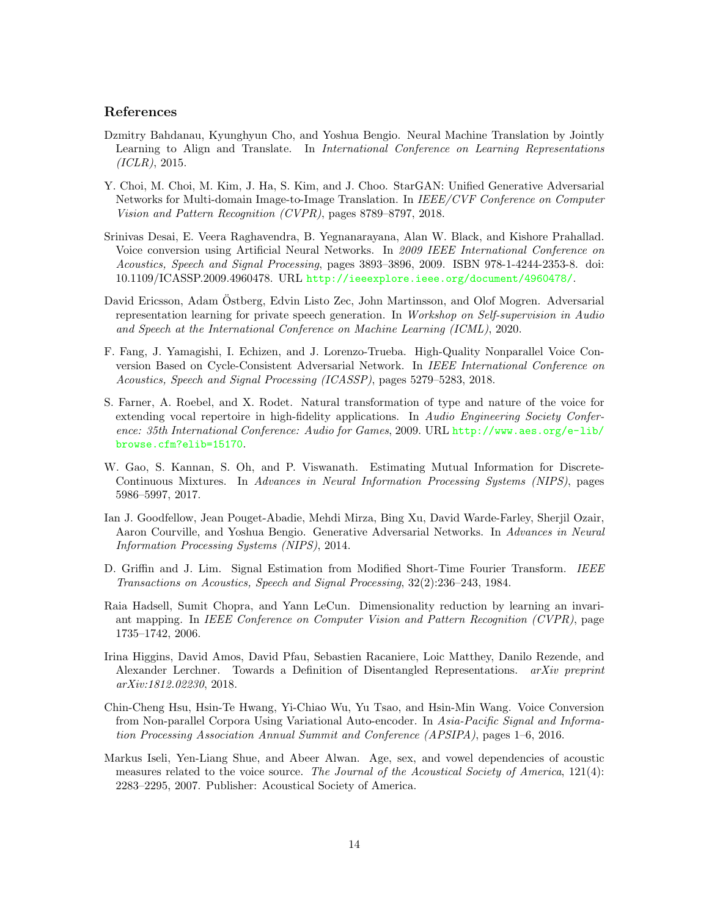## References

Dzmitry Bahdanau, Kyunghyun Cho, and Yoshua Bengio. Neural Machine Translation by Jointly Learning to Align and Translate. In *International Conference on Learning Representations (ICLR)*, 2015.

Y. Choi, M. Choi, M. Kim, J. Ha, S. Kim, and J. Choo. StarGAN: Unified Generative Adversarial Networks for Multi-domain Image-to-Image Translation. In *IEEE/CVF Conference on Computer Vision and Pattern Recognition (CVPR)*, pages 8789–8797, 2018.

Srinivas Desai, E. Veera Raghavendra, B. Yegnanarayana, Alan W. Black, and Kishore Prahallad. Voice conversion using Artificial Neural Networks. In *2009 IEEE International Conference on Acoustics, Speech and Signal Processing*, pages 3893–3896, 2009. ISBN 978-1-4244-2353-8. doi: 10.1109/ICASSP.2009.4960478. URL http://ieeexplore.ieee.org/document/4960478/.

David Ericsson, Adam Östberg, Edvin Listo Zec, John Martinsson, and Olof Mogren. Adversarial representation learning for private speech generation. In *Workshop on Self-supervision in Audio and Speech at the International Conference on Machine Learning (ICML)*, 2020.

F. Fang, J. Yamagishi, I. Echizen, and J. Lorenzo-Trueba. High-Quality Nonparallel Voice Conversion Based on Cycle-Consistent Adversarial Network. In *IEEE International Conference on Acoustics, Speech and Signal Processing (ICASSP)*, pages 5279–5283, 2018.

S. Farner, A. Roebel, and X. Rodet. Natural transformation of type and nature of the voice for extending vocal repertoire in high-fidelity applications. In *Audio Engineering Society Conference: 35th International Conference: Audio for Games*, 2009. URL http://www.aes.org/e-lib/browse.cfm?elib=15170.

W. Gao, S. Kannan, S. Oh, and P. Viswanath. Estimating Mutual Information for Discrete-Continuous Mixtures. In *Advances in Neural Information Processing Systems (NIPS)*, pages 5986–5997, 2017.

Ian J. Goodfellow, Jean Pouget-Abadie, Mehdi Mirza, Bing Xu, David Warde-Farley, Sherjil Ozair, Aaron Courville, and Yoshua Bengio. Generative Adversarial Networks. In *Advances in Neural Information Processing Systems (NIPS)*, 2014.

D. Griffin and J. Lim. Signal Estimation from Modified Short-Time Fourier Transform. *IEEE Transactions on Acoustics, Speech and Signal Processing*, 32(2):236–243, 1984.

Raia Hadsell, Sumit Chopra, and Yann LeCun. Dimensionality reduction by learning an invariant mapping. In *IEEE Conference on Computer Vision and Pattern Recognition (CVPR)*, page 1735–1742, 2006.

Irina Higgins, David Amos, David Pfau, Sebastien Racaniere, Loic Matthey, Danilo Rezende, and Alexander Lerchner. Towards a Definition of Disentangled Representations. *arXiv preprint arXiv:1812.02230*, 2018.

Chin-Cheng Hsu, Hsin-Te Hwang, Yi-Chiao Wu, Yu Tsao, and Hsin-Min Wang. Voice Conversion from Non-parallel Corpora Using Variational Auto-encoder. In *Asia-Pacific Signal and Information Processing Association Annual Summit and Conference (APSIPA)*, pages 1–6, 2016.

Markus Iseli, Yen-Liang Shue, and Abeer Alwan. Age, sex, and vowel dependencies of acoustic measures related to the voice source. *The Journal of the Acoustical Society of America*, 121(4): 2283–2295, 2007. Publisher: Acoustical Society of America.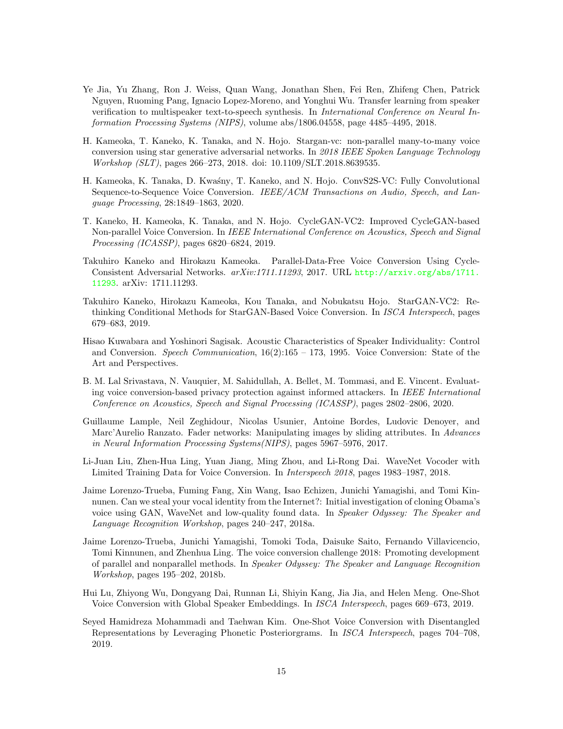Ye Jia, Yu Zhang, Ron J. Weiss, Quan Wang, Jonathan Shen, Fei Ren, Zhifeng Chen, Patrick Nguyen, Ruoming Pang, Ignacio Lopez-Moreno, and Yonghui Wu. Transfer learning from speaker verification to multispeaker text-to-speech synthesis. In *International Conference on Neural Information Processing Systems (NIPS)*, volume abs/1806.04558, page 4485–4495, 2018.

H. Kameoka, T. Kaneko, K. Tanaka, and N. Hojo. Stargan-vc: non-parallel many-to-many voice conversion using star generative adversarial networks. In *2018 IEEE Spoken Language Technology Workshop (SLT)*, pages 266–273, 2018. doi: 10.1109/SLT.2018.8639535.

H. Kameoka, K. Tanaka, D. Kwaśny, T. Kaneko, and N. Hojo. ConvS2S-VC: Fully Convolutional Sequence-to-Sequence Voice Conversion. *IEEE/ACM Transactions on Audio, Speech, and Language Processing*, 28:1849–1863, 2020.

T. Kaneko, H. Kameoka, K. Tanaka, and N. Hojo. CycleGAN-VC2: Improved CycleGAN-based Non-parallel Voice Conversion. In *IEEE International Conference on Acoustics, Speech and Signal Processing (ICASSP)*, pages 6820–6824, 2019.

Takuhiro Kaneko and Hirokazu Kameoka. Parallel-Data-Free Voice Conversion Using Cycle-Consistent Adversarial Networks. *arXiv:1711.11293*, 2017. URL http://arxiv.org/abs/1711.11293. arXiv: 1711.11293.

Takuhiro Kaneko, Hirokazu Kameoka, Kou Tanaka, and Nobukatsu Hojo. StarGAN-VC2: Rethinking Conditional Methods for StarGAN-Based Voice Conversion. In *ISCA Interspeech*, pages 679–683, 2019.

Hisao Kuwabara and Yoshinori Sagisak. Acoustic Characteristics of Speaker Individuality: Control and Conversion. *Speech Communication*, 16(2):165 – 173, 1995. Voice Conversion: State of the Art and Perspectives.

B. M. Lal Srivastava, N. Vauquier, M. Sahidullah, A. Bellet, M. Tommasi, and E. Vincent. Evaluating voice conversion-based privacy protection against informed attackers. In *IEEE International Conference on Acoustics, Speech and Signal Processing (ICASSP)*, pages 2802–2806, 2020.

Guillaume Lample, Neil Zeghidour, Nicolas Usunier, Antoine Bordes, Ludovic Denoyer, and Marc'Aurelio Ranzato. Fader networks: Manipulating images by sliding attributes. In *Advances in Neural Information Processing Systems(NIPS)*, pages 5967–5976, 2017.

Li-Juan Liu, Zhen-Hua Ling, Yuan Jiang, Ming Zhou, and Li-Rong Dai. WaveNet Vocoder with Limited Training Data for Voice Conversion. In *Interspeech 2018*, pages 1983–1987, 2018.

Jaime Lorenzo-Trueba, Fuming Fang, Xin Wang, Isao Echizen, Junichi Yamagishi, and Tomi Kinnunen. Can we steal your vocal identity from the Internet?: Initial investigation of cloning Obama's voice using GAN, WaveNet and low-quality found data. In *Speaker Odyssey: The Speaker and Language Recognition Workshop*, pages 240–247, 2018a.

Jaime Lorenzo-Trueba, Junichi Yamagishi, Tomoki Toda, Daisuke Saito, Fernando Villavicencio, Tomi Kinnunen, and Zhenhua Ling. The voice conversion challenge 2018: Promoting development of parallel and nonparallel methods. In *Speaker Odyssey: The Speaker and Language Recognition Workshop*, pages 195–202, 2018b.

Hui Lu, Zhiyong Wu, Dongyang Dai, Runnan Li, Shiyin Kang, Jia Jia, and Helen Meng. One-Shot Voice Conversion with Global Speaker Embeddings. In *ISCA Interspeech*, pages 669–673, 2019.

Seyed Hamidreza Mohammadi and Taehwan Kim. One-Shot Voice Conversion with Disentangled Representations by Leveraging Phonetic Posteriorgrams. In *ISCA Interspeech*, pages 704–708, 2019.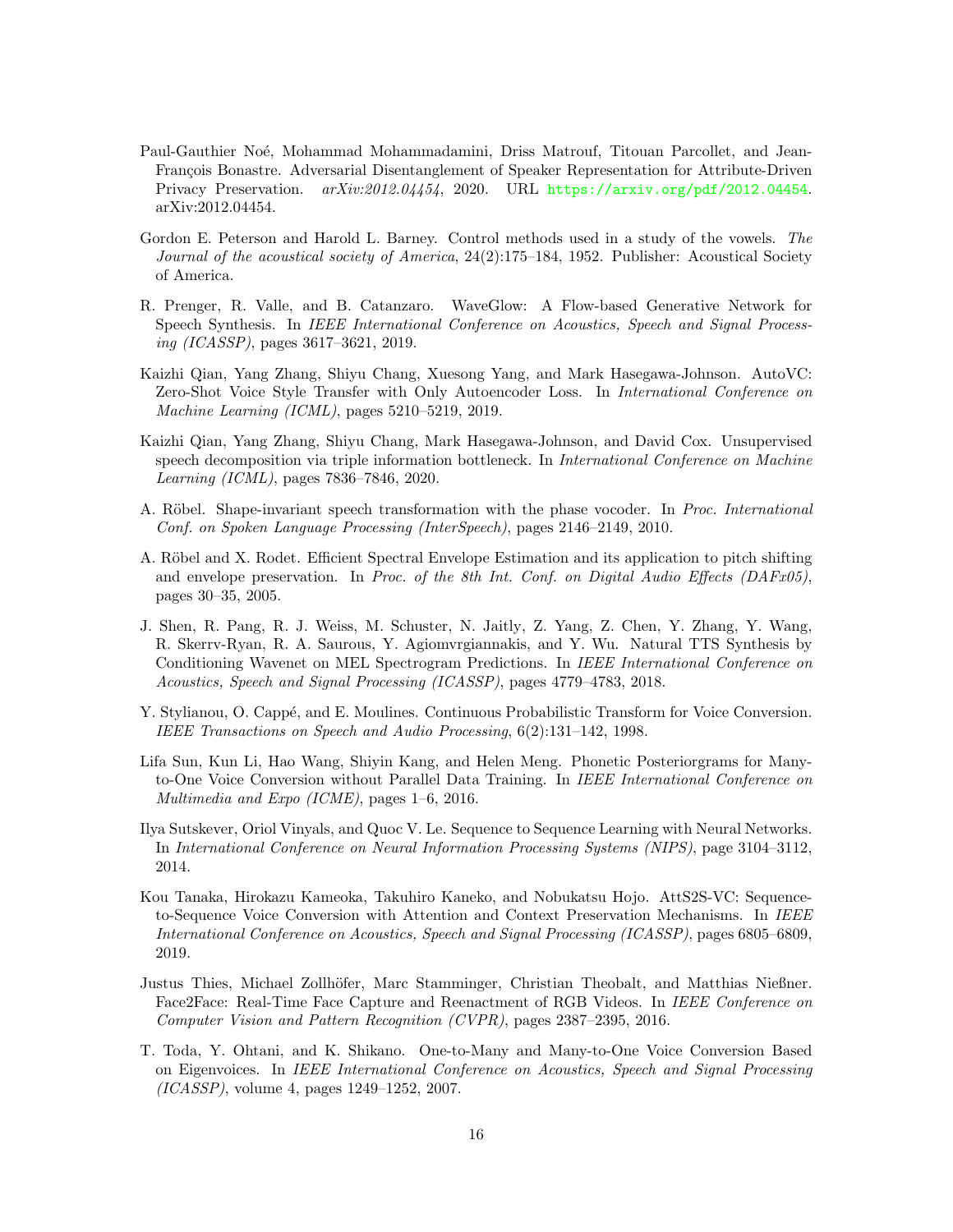Paul-Gauthier Noé, Mohammad Mohammadamini, Driss Matrouf, Titouan Parcollet, and Jean-François Bonastre. Adversarial Disentanglement of Speaker Representation for Attribute-Driven Privacy Preservation. *arXiv:2012.04454*, 2020. URL https://arxiv.org/pdf/2012.04454. arXiv:2012.04454.

Gordon E. Peterson and Harold L. Barney. Control methods used in a study of the vowels. *The Journal of the acoustical society of America*, 24(2):175–184, 1952. Publisher: Acoustical Society of America.

R. Prenger, R. Valle, and B. Catanzaro. WaveGlow: A Flow-based Generative Network for Speech Synthesis. In *IEEE International Conference on Acoustics, Speech and Signal Processing (ICASSP)*, pages 3617–3621, 2019.

Kaizhi Qian, Yang Zhang, Shiyu Chang, Xuesong Yang, and Mark Hasegawa-Johnson. AutoVC: Zero-Shot Voice Style Transfer with Only Autoencoder Loss. In *International Conference on Machine Learning (ICML)*, pages 5210–5219, 2019.

Kaizhi Qian, Yang Zhang, Shiyu Chang, Mark Hasegawa-Johnson, and David Cox. Unsupervised speech decomposition via triple information bottleneck. In *International Conference on Machine Learning (ICML)*, pages 7836–7846, 2020.

A. Röbel. Shape-invariant speech transformation with the phase vocoder. In *Proc. International Conf. on Spoken Language Processing (InterSpeech)*, pages 2146–2149, 2010.

A. Röbel and X. Rodet. Efficient Spectral Envelope Estimation and its application to pitch shifting and envelope preservation. In *Proc. of the 8th Int. Conf. on Digital Audio Effects (DAFx05)*, pages 30–35, 2005.

J. Shen, R. Pang, R. J. Weiss, M. Schuster, N. Jaitly, Z. Yang, Z. Chen, Y. Zhang, Y. Wang, R. Skerrv-Ryan, R. A. Saurous, Y. Agiomvrgiannakis, and Y. Wu. Natural TTS Synthesis by Conditioning Wavenet on MEL Spectrogram Predictions. In *IEEE International Conference on Acoustics, Speech and Signal Processing (ICASSP)*, pages 4779–4783, 2018.

Y. Stylianou, O. Cappé, and E. Moulines. Continuous Probabilistic Transform for Voice Conversion. *IEEE Transactions on Speech and Audio Processing*, 6(2):131–142, 1998.

Lifa Sun, Kun Li, Hao Wang, Shiyin Kang, and Helen Meng. Phonetic Posteriorgrams for Many-to-One Voice Conversion without Parallel Data Training. In *IEEE International Conference on Multimedia and Expo (ICME)*, pages 1–6, 2016.

Ilya Sutskever, Oriol Vinyals, and Quoc V. Le. Sequence to Sequence Learning with Neural Networks. In *International Conference on Neural Information Processing Systems (NIPS)*, page 3104–3112, 2014.

Kou Tanaka, Hirokazu Kameoka, Takuhiro Kaneko, and Nobukatsu Hojo. AttS2S-VC: Sequence-to-Sequence Voice Conversion with Attention and Context Preservation Mechanisms. In *IEEE International Conference on Acoustics, Speech and Signal Processing (ICASSP)*, pages 6805–6809, 2019.

Justus Thies, Michael Zollhöfer, Marc Stamminger, Christian Theobalt, and Matthias Nießner. Face2Face: Real-Time Face Capture and Reenactment of RGB Videos. In *IEEE Conference on Computer Vision and Pattern Recognition (CVPR)*, pages 2387–2395, 2016.

T. Toda, Y. Ohtani, and K. Shikano. One-to-Many and Many-to-One Voice Conversion Based on Eigenvoices. In *IEEE International Conference on Acoustics, Speech and Signal Processing (ICASSP)*, volume 4, pages 1249–1252, 2007.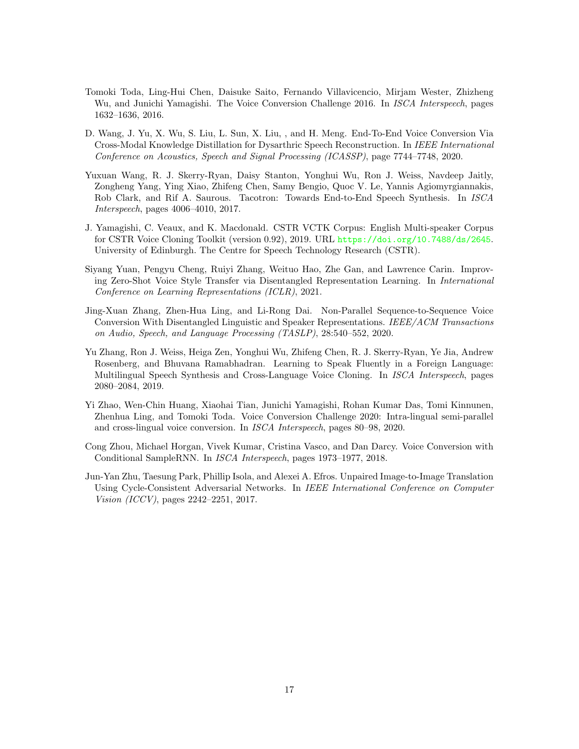Tomoki Toda, Ling-Hui Chen, Daisuke Saito, Fernando Villavicencio, Mirjam Wester, Zhizheng Wu, and Junichi Yamagishi. The Voice Conversion Challenge 2016. In *ISCA Interspeech*, pages 1632–1636, 2016.

D. Wang, J. Yu, X. Wu, S. Liu, L. Sun, X. Liu, , and H. Meng. End-To-End Voice Conversion Via Cross-Modal Knowledge Distillation for Dysarthric Speech Reconstruction. In *IEEE International Conference on Acoustics, Speech and Signal Processing (ICASSP)*, page 7744–7748, 2020.

Yuxuan Wang, R. J. Skerry-Ryan, Daisy Stanton, Yonghui Wu, Ron J. Weiss, Navdeep Jaitly, Zongheng Yang, Ying Xiao, Zhifeng Chen, Samy Bengio, Quoc V. Le, Yannis Agiomyrgiannakis, Rob Clark, and Rif A. Saurous. Tacotron: Towards End-to-End Speech Synthesis. In *ISCA Interspeech*, pages 4006–4010, 2017.

J. Yamagishi, C. Veaux, and K. Macdonald. CSTR VCTK Corpus: English Multi-speaker Corpus for CSTR Voice Cloning Toolkit (version 0.92), 2019. URL https://doi.org/10.7488/ds/2645. University of Edinburgh. The Centre for Speech Technology Research (CSTR).

Siyang Yuan, Pengyu Cheng, Ruiyi Zhang, Weituo Hao, Zhe Gan, and Lawrence Carin. Improving Zero-Shot Voice Style Transfer via Disentangled Representation Learning. In *International Conference on Learning Representations (ICLR)*, 2021.

Jing-Xuan Zhang, Zhen-Hua Ling, and Li-Rong Dai. Non-Parallel Sequence-to-Sequence Voice Conversion With Disentangled Linguistic and Speaker Representations. *IEEE/ACM Transactions on Audio, Speech, and Language Processing (TASLP)*, 28:540–552, 2020.

Yu Zhang, Ron J. Weiss, Heiga Zen, Yonghui Wu, Zhifeng Chen, R. J. Skerry-Ryan, Ye Jia, Andrew Rosenberg, and Bhuvana Ramabhadran. Learning to Speak Fluently in a Foreign Language: Multilingual Speech Synthesis and Cross-Language Voice Cloning. In *ISCA Interspeech*, pages 2080–2084, 2019.

Yi Zhao, Wen-Chin Huang, Xiaohai Tian, Junichi Yamagishi, Rohan Kumar Das, Tomi Kinnunen, Zhenhua Ling, and Tomoki Toda. Voice Conversion Challenge 2020: Intra-lingual semi-parallel and cross-lingual voice conversion. In *ISCA Interspeech*, pages 80–98, 2020.

Cong Zhou, Michael Horgan, Vivek Kumar, Cristina Vasco, and Dan Darcy. Voice Conversion with Conditional SampleRNN. In *ISCA Interspeech*, pages 1973–1977, 2018.

Jun-Yan Zhu, Taesung Park, Phillip Isola, and Alexei A. Efros. Unpaired Image-to-Image Translation Using Cycle-Consistent Adversarial Networks. In *IEEE International Conference on Computer Vision (ICCV)*, pages 2242–2251, 2017.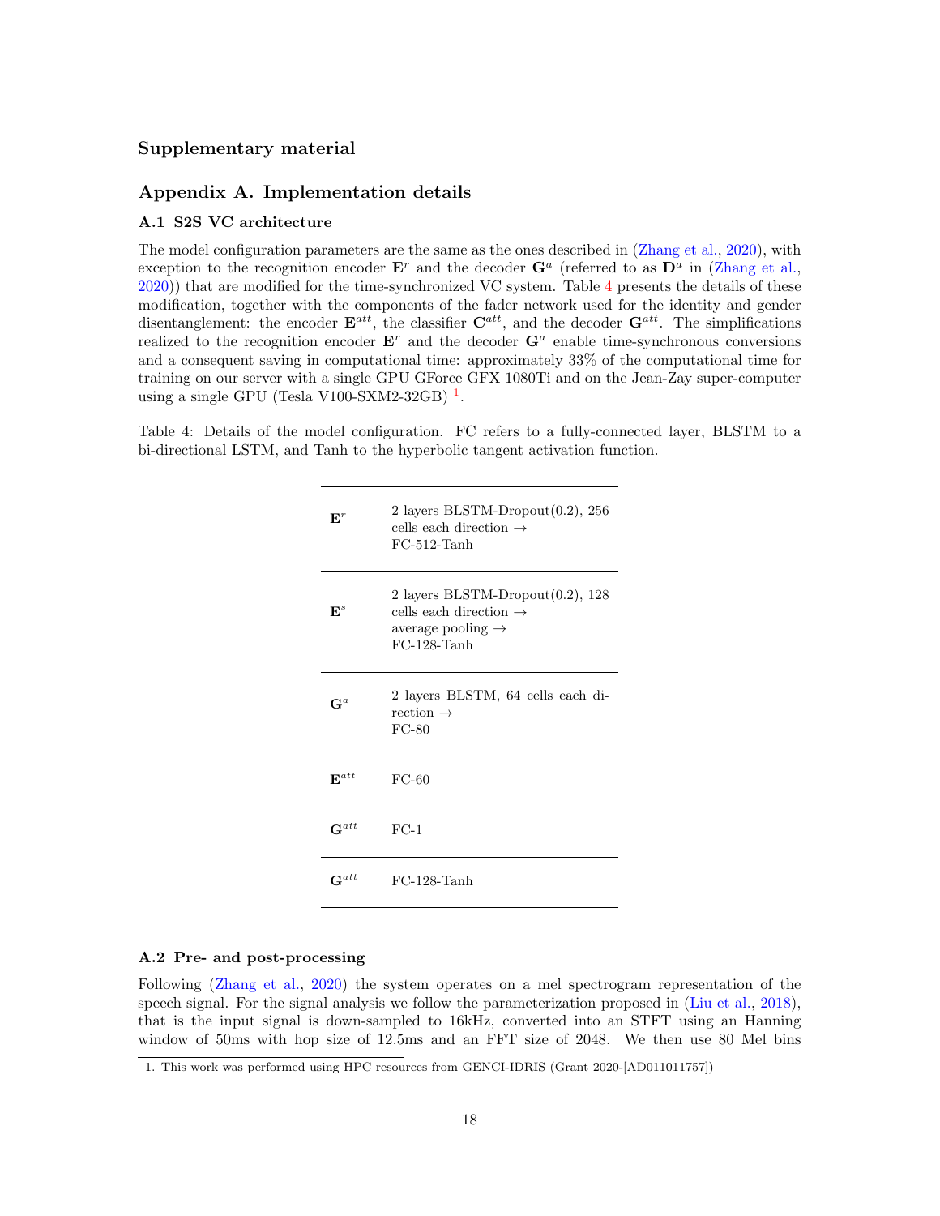## Supplementary material

## Appendix A. Implementation details

### A.1 S2S VC architecture

The model configuration parameters are the same as the ones described in (Zhang et al., 2020), with exception to the recognition encoder $\mathbf{E}^r$ and the decoder $\mathbf{G}^a$ (referred to as $\mathbf{D}^a$ in (Zhang et al., 2020)) that are modified for the time-synchronized VC system. Table 4 presents the details of these modification, together with the components of the fader network used for the identity and gender disentanglement: the encoder $\mathbf{E}^{att}$, the classifier $\mathbf{C}^{att}$, and the decoder $\mathbf{G}^{att}$. The simplifications realized to the recognition encoder $\mathbf{E}^r$ and the decoder $\mathbf{G}^a$ enable time-synchronous conversions and a consequent saving in computational time: approximately 33% of the computational time for training on our server with a single GPU GForce GFX 1080Ti and on the Jean-Zay super-computer using a single GPU (Tesla V100-SXM2-32GB) [1].

Table 4: Details of the model configuration. FC refers to a fully-connected layer, BLSTM to a bi-directional LSTM, and Tanh to the hyperbolic tangent activation function.

| | |
|---|---|
| $\mathbf{E}^r$ | 2 layers BLSTM-Dropout(0.2), 256 cells each direction → FC-512-Tanh |
| $\mathbf{E}^s$ | 2 layers BLSTM-Dropout(0.2), 128 cells each direction → average pooling → FC-128-Tanh |
| $\mathbf{G}^a$ | 2 layers BLSTM, 64 cells each direction → FC-80 |
| $\mathbf{E}^{att}$ | FC-60 |
| $\mathbf{G}^{att}$ | FC-1 |
| $\mathbf{G}^{att}$ | FC-128-Tanh |

### A.2 Pre- and post-processing

Following (Zhang et al., 2020) the system operates on a mel spectrogram representation of the speech signal. For the signal analysis we follow the parameterization proposed in (Liu et al., 2018), that is the input signal is down-sampled to 16kHz, converted into an STFT using an Hanning window of 50ms with hop size of 12.5ms and an FFT size of 2048. We then use 80 Mel bins

1. This work was performed using HPC resources from GENCI-IDRIS (Grant 2020-[AD011011757])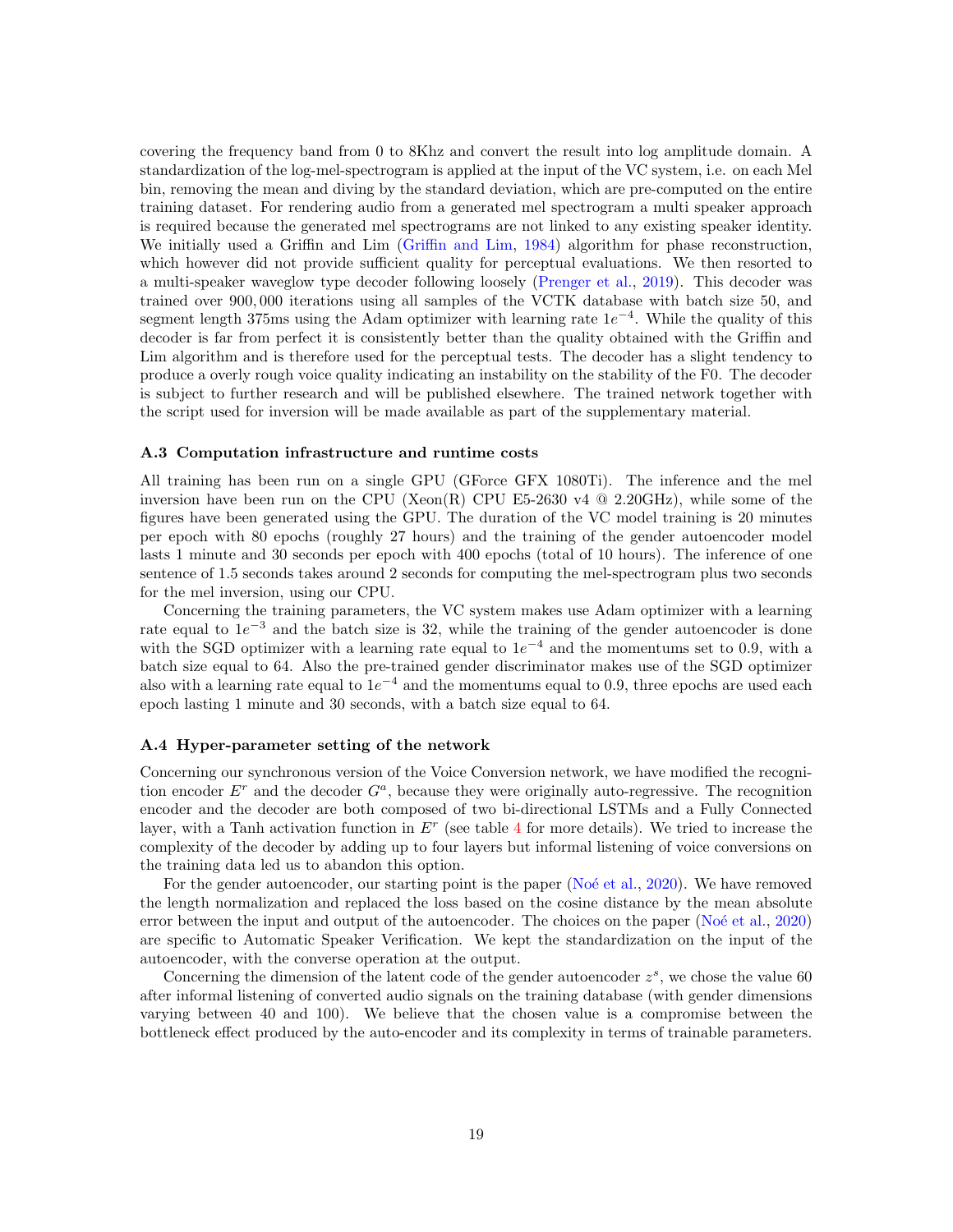covering the frequency band from 0 to 8Khz and convert the result into log amplitude domain. A standardization of the log-mel-spectrogram is applied at the input of the VC system, i.e. on each Mel bin, removing the mean and diving by the standard deviation, which are pre-computed on the entire training dataset. For rendering audio from a generated mel spectrogram a multi speaker approach is required because the generated mel spectrograms are not linked to any existing speaker identity. We initially used a Griffin and Lim (Griffin and Lim, 1984) algorithm for phase reconstruction, which however did not provide sufficient quality for perceptual evaluations. We then resorted to a multi-speaker waveglow type decoder following loosely (Prenger et al., 2019). This decoder was trained over 900,000 iterations using all samples of the VCTK database with batch size 50, and segment length 375ms using the Adam optimizer with learning rate $1e^{-4}$. While the quality of this decoder is far from perfect it is consistently better than the quality obtained with the Griffin and Lim algorithm and is therefore used for the perceptual tests. The decoder has a slight tendency to produce a overly rough voice quality indicating an instability on the stability of the F0. The decoder is subject to further research and will be published elsewhere. The trained network together with the script used for inversion will be made available as part of the supplementary material.

### A.3 Computation infrastructure and runtime costs

All training has been run on a single GPU (GForce GFX 1080Ti). The inference and the mel inversion have been run on the CPU (Xeon(R) CPU E5-2630 v4 @ 2.20GHz), while some of the figures have been generated using the GPU. The duration of the VC model training is 20 minutes per epoch with 80 epochs (roughly 27 hours) and the training of the gender autoencoder model lasts 1 minute and 30 seconds per epoch with 400 epochs (total of 10 hours). The inference of one sentence of 1.5 seconds takes around 2 seconds for computing the mel-spectrogram plus two seconds for the mel inversion, using our CPU.

Concerning the training parameters, the VC system makes use Adam optimizer with a learning rate equal to $1e^{-3}$ and the batch size is 32, while the training of the gender autoencoder is done with the SGD optimizer with a learning rate equal to $1e^{-4}$ and the momentums set to 0.9, with a batch size equal to 64. Also the pre-trained gender discriminator makes use of the SGD optimizer also with a learning rate equal to $1e^{-4}$ and the momentums equal to 0.9, three epochs are used each epoch lasting 1 minute and 30 seconds, with a batch size equal to 64.

### A.4 Hyper-parameter setting of the network

Concerning our synchronous version of the Voice Conversion network, we have modified the recognition encoder $E^r$ and the decoder $G^a$, because they were originally auto-regressive. The recognition encoder and the decoder are both composed of two bi-directional LSTMs and a Fully Connected layer, with a Tanh activation function in $E^r$ (see table 4 for more details). We tried to increase the complexity of the decoder by adding up to four layers but informal listening of voice conversions on the training data led us to abandon this option.

For the gender autoencoder, our starting point is the paper (Noé et al., 2020). We have removed the length normalization and replaced the loss based on the cosine distance by the mean absolute error between the input and output of the autoencoder. The choices on the paper (Noé et al., 2020) are specific to Automatic Speaker Verification. We kept the standardization on the input of the autoencoder, with the converse operation at the output.

Concerning the dimension of the latent code of the gender autoencoder $z^s$, we chose the value 60 after informal listening of converted audio signals on the training database (with gender dimensions varying between 40 and 100). We believe that the chosen value is a compromise between the bottleneck effect produced by the auto-encoder and its complexity in terms of trainable parameters.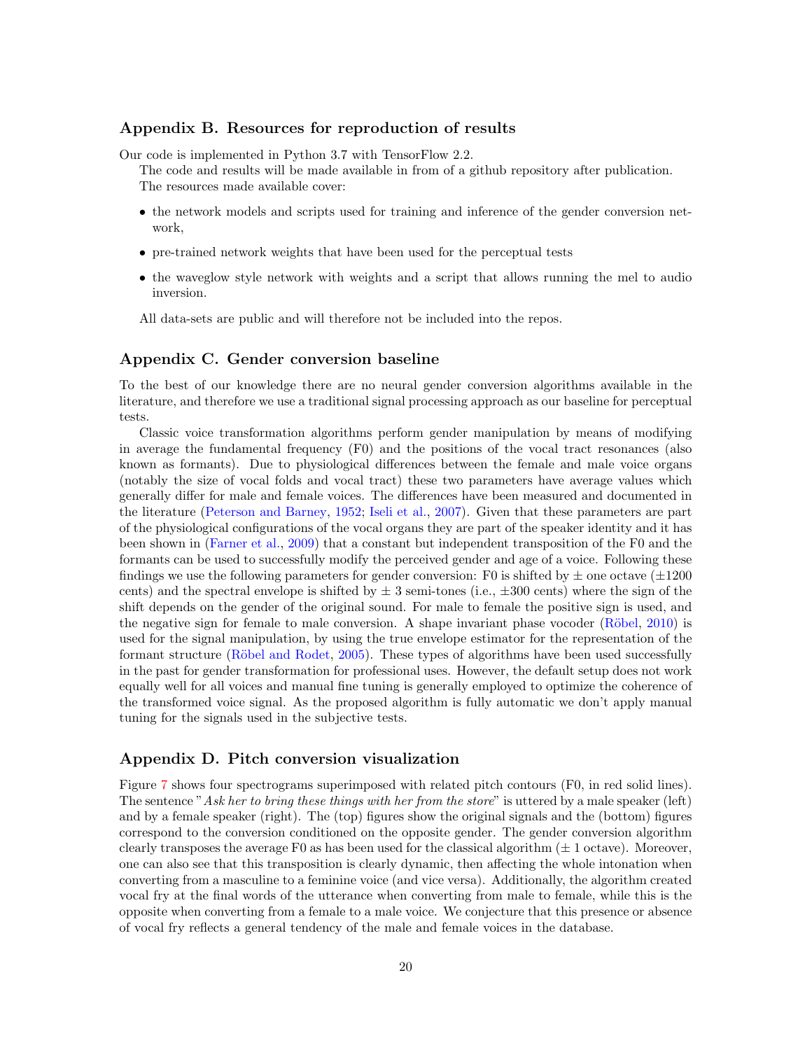## Appendix B. Resources for reproduction of results

Our code is implemented in Python 3.7 with TensorFlow 2.2.

The code and results will be made available in from of a github repository after publication. The resources made available cover:

- the network models and scripts used for training and inference of the gender conversion network,
- pre-trained network weights that have been used for the perceptual tests
- the waveglow style network with weights and a script that allows running the mel to audio inversion.

All data-sets are public and will therefore not be included into the repos.

## Appendix C. Gender conversion baseline

To the best of our knowledge there are no neural gender conversion algorithms available in the literature, and therefore we use a traditional signal processing approach as our baseline for perceptual tests.

Classic voice transformation algorithms perform gender manipulation by means of modifying in average the fundamental frequency (F0) and the positions of the vocal tract resonances (also known as formants). Due to physiological differences between the female and male voice organs (notably the size of vocal folds and vocal tract) these two parameters have average values which generally differ for male and female voices. The differences have been measured and documented in the literature (Peterson and Barney, 1952; Iseli et al., 2007). Given that these parameters are part of the physiological configurations of the vocal organs they are part of the speaker identity and it has been shown in (Farner et al., 2009) that a constant but independent transposition of the F0 and the formants can be used to successfully modify the perceived gender and age of a voice. Following these findings we use the following parameters for gender conversion: F0 is shifted by ± one octave (±1200 cents) and the spectral envelope is shifted by ± 3 semi-tones (i.e., ±300 cents) where the sign of the shift depends on the gender of the original sound. For male to female the positive sign is used, and the negative sign for female to male conversion. A shape invariant phase vocoder (Röbel, 2010) is used for the signal manipulation, by using the true envelope estimator for the representation of the formant structure (Röbel and Rodet, 2005). These types of algorithms have been used successfully in the past for gender transformation for professional uses. However, the default setup does not work equally well for all voices and manual fine tuning is generally employed to optimize the coherence of the transformed voice signal. As the proposed algorithm is fully automatic we don't apply manual tuning for the signals used in the subjective tests.

## Appendix D. Pitch conversion visualization

Figure 7 shows four spectrograms superimposed with related pitch contours (F0, in red solid lines). The sentence "*Ask her to bring these things with her from the store*" is uttered by a male speaker (left) and by a female speaker (right). The (top) figures show the original signals and the (bottom) figures correspond to the conversion conditioned on the opposite gender. The gender conversion algorithm clearly transposes the average F0 as has been used for the classical algorithm (± 1 octave). Moreover, one can also see that this transposition is clearly dynamic, then affecting the whole intonation when converting from a masculine to a feminine voice (and vice versa). Additionally, the algorithm created vocal fry at the final words of the utterance when converting from male to female, while this is the opposite when converting from a female to a male voice. We conjecture that this presence or absence of vocal fry reflects a general tendency of the male and female voices in the database.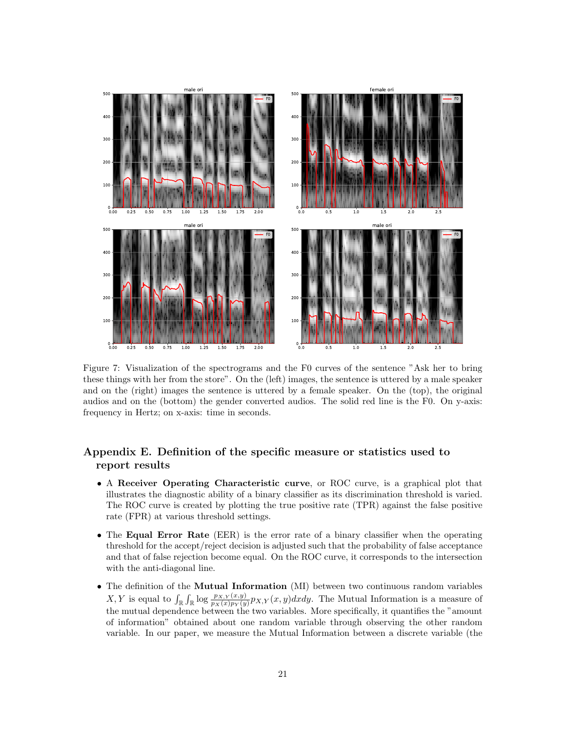Figure 7: Visualization of the spectrograms and the F0 curves of the sentence "Ask her to bring these things with her from the store". On the (left) images, the sentence is uttered by a male speaker and on the (right) images the sentence is uttered by a female speaker. On the (top), the original audios and on the (bottom) the gender converted audios. The solid red line is the F0. On y-axis: frequency in Hertz; on x-axis: time in seconds.

## Appendix E. Definition of the specific measure or statistics used to report results

- A **Receiver Operating Characteristic curve**, or ROC curve, is a graphical plot that illustrates the diagnostic ability of a binary classifier as its discrimination threshold is varied. The ROC curve is created by plotting the true positive rate (TPR) against the false positive rate (FPR) at various threshold settings.
- The **Equal Error Rate** (EER) is the error rate of a binary classifier when the operating threshold for the accept/reject decision is adjusted such that the probability of false acceptance and that of false rejection become equal. On the ROC curve, it corresponds to the intersection with the anti-diagonal line.
- The definition of the **Mutual Information** (MI) between two continuous random variables $X, Y$ is equal to $\int_{\mathbb{R}} \int_{\mathbb{R}} \log \frac{p_{X,Y}(x,y)}{p_X(x) p_Y(y)} p_{X,Y}(x,y) dx dy$. The Mutual Information is a measure of the mutual dependence between the two variables. More specifically, it quantifies the "amount of information" obtained about one random variable through observing the other random variable. In our paper, we measure the Mutual Information between a discrete variable (the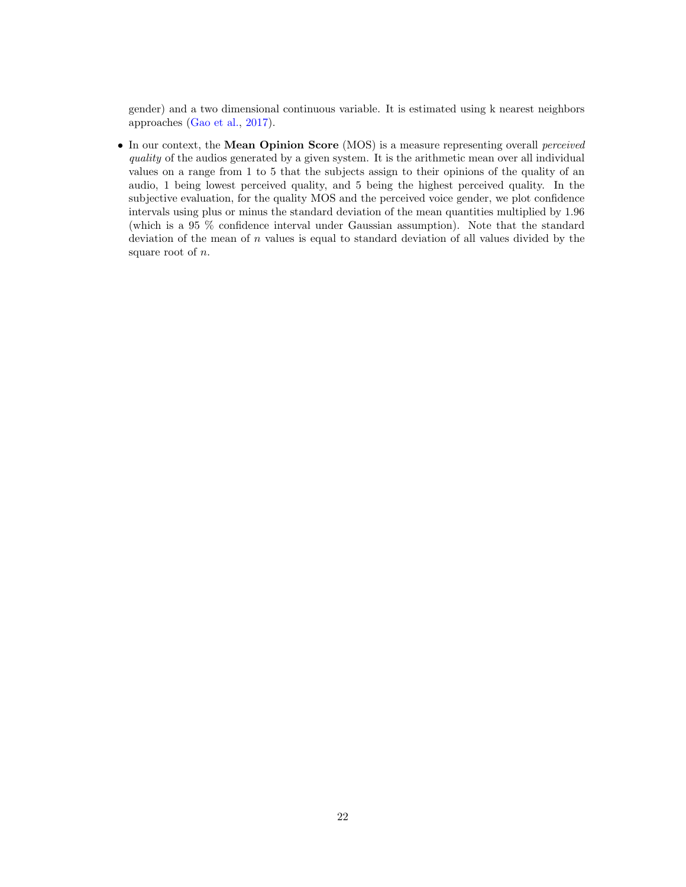gender) and a two dimensional continuous variable. It is estimated using k nearest neighbors approaches (Gao et al., 2017).

- In our context, the **Mean Opinion Score** (MOS) is a measure representing overall *perceived quality* of the audios generated by a given system. It is the arithmetic mean over all individual values on a range from 1 to 5 that the subjects assign to their opinions of the quality of an audio, 1 being lowest perceived quality, and 5 being the highest perceived quality. In the subjective evaluation, for the quality MOS and the perceived voice gender, we plot confidence intervals using plus or minus the standard deviation of the mean quantities multiplied by 1.96 (which is a 95 % confidence interval under Gaussian assumption). Note that the standard deviation of the mean of $n$ values is equal to standard deviation of all values divided by the square root of $n$.